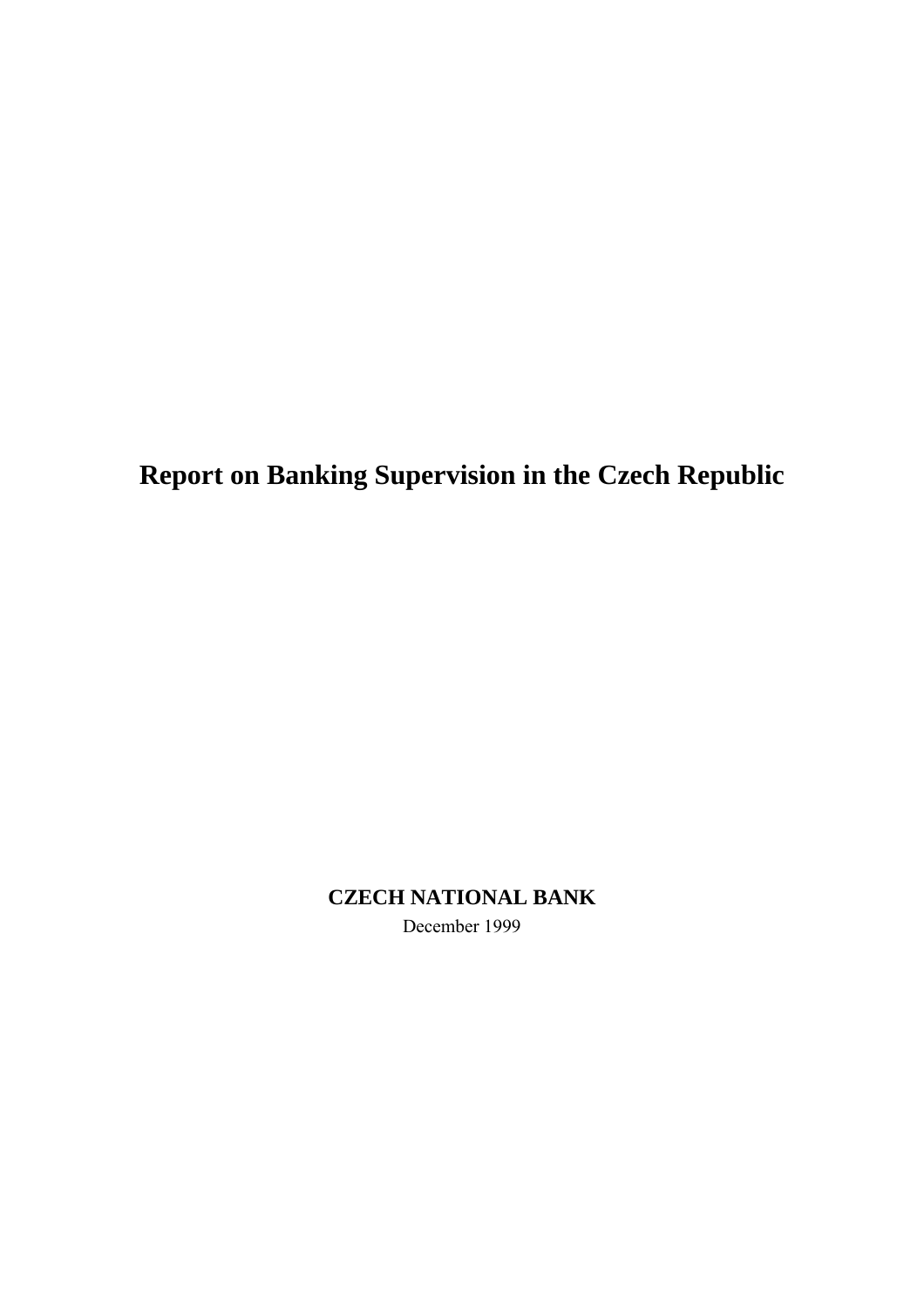# Report on Banking Supervision in the Czech Republic

**CZECH NATIONAL BANK**

December 1999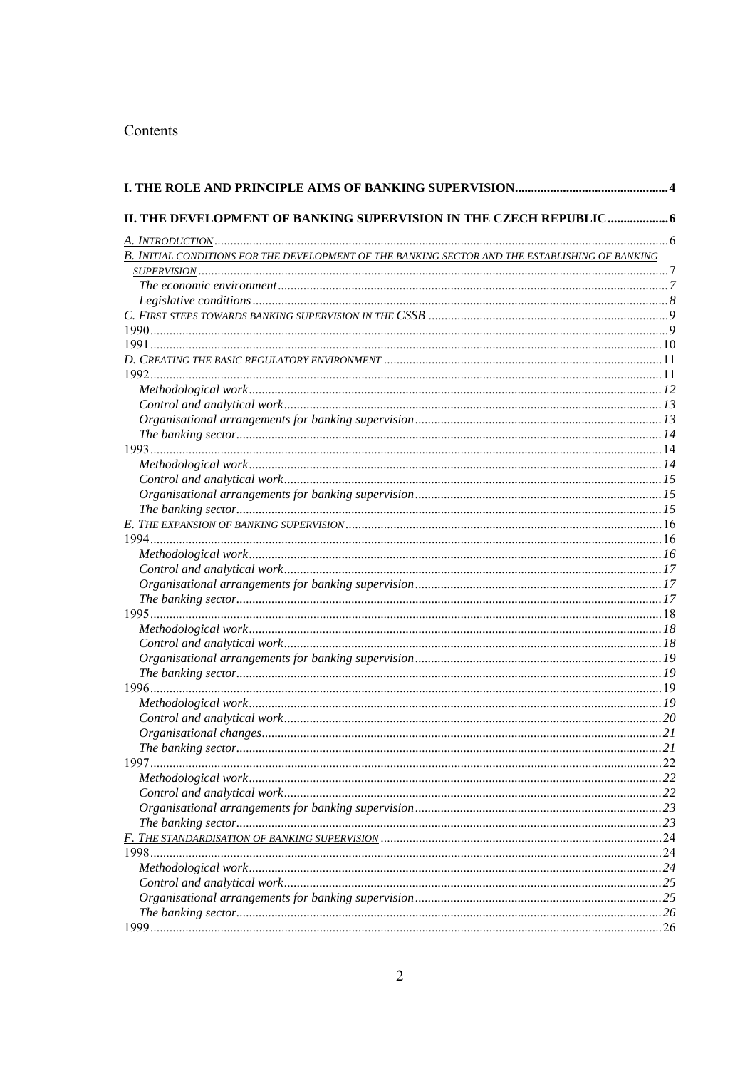Contents

**I. THE ROLE AND PRINCIPLE AIMS OF BANKING SUPERVISION** ..... 4

**II. THE DEVELOPMENT OF BANKING SUPERVISION IN THE CZECH REPUBLIC** ..... 6

A. INTRODUCTION ..... 6
B. INITIAL CONDITIONS FOR THE DEVELOPMENT OF THE BANKING SECTOR AND THE ESTABLISHING OF BANKING SUPERVISION ..... 7
- *The economic environment* ..... 7
- *Legislative conditions* ..... 8

C. FIRST STEPS TOWARDS BANKING SUPERVISION IN THE CSSB ..... 9
1990 ..... 9
1991 ..... 10
D. CREATING THE BASIC REGULATORY ENVIRONMENT ..... 11
1992 ..... 11
- *Methodological work* ..... 12
- *Control and analytical work* ..... 13
- *Organisational arrangements for banking supervision* ..... 13
- *The banking sector* ..... 14

1993 ..... 14
- *Methodological work* ..... 14
- *Control and analytical work* ..... 15
- *Organisational arrangements for banking supervision* ..... 15
- *The banking sector* ..... 15

E. THE EXPANSION OF BANKING SUPERVISION ..... 16
1994 ..... 16
- *Methodological work* ..... 16
- *Control and analytical work* ..... 17
- *Organisational arrangements for banking supervision* ..... 17
- *The banking sector* ..... 17

1995 ..... 18
- *Methodological work* ..... 18
- *Control and analytical work* ..... 18
- *Organisational arrangements for banking supervision* ..... 19
- *The banking sector* ..... 19

1996 ..... 19
- *Methodological work* ..... 19
- *Control and analytical work* ..... 20
- *Organisational changes* ..... 21
- *The banking sector* ..... 21

1997 ..... 22
- *Methodological work* ..... 22
- *Control and analytical work* ..... 22
- *Organisational arrangements for banking supervision* ..... 23
- *The banking sector* ..... 23

F. THE STANDARDISATION OF BANKING SUPERVISION ..... 24
1998 ..... 24
- *Methodological work* ..... 24
- *Control and analytical work* ..... 25
- *Organisational arrangements for banking supervision* ..... 25
- *The banking sector* ..... 26

1999 ..... 26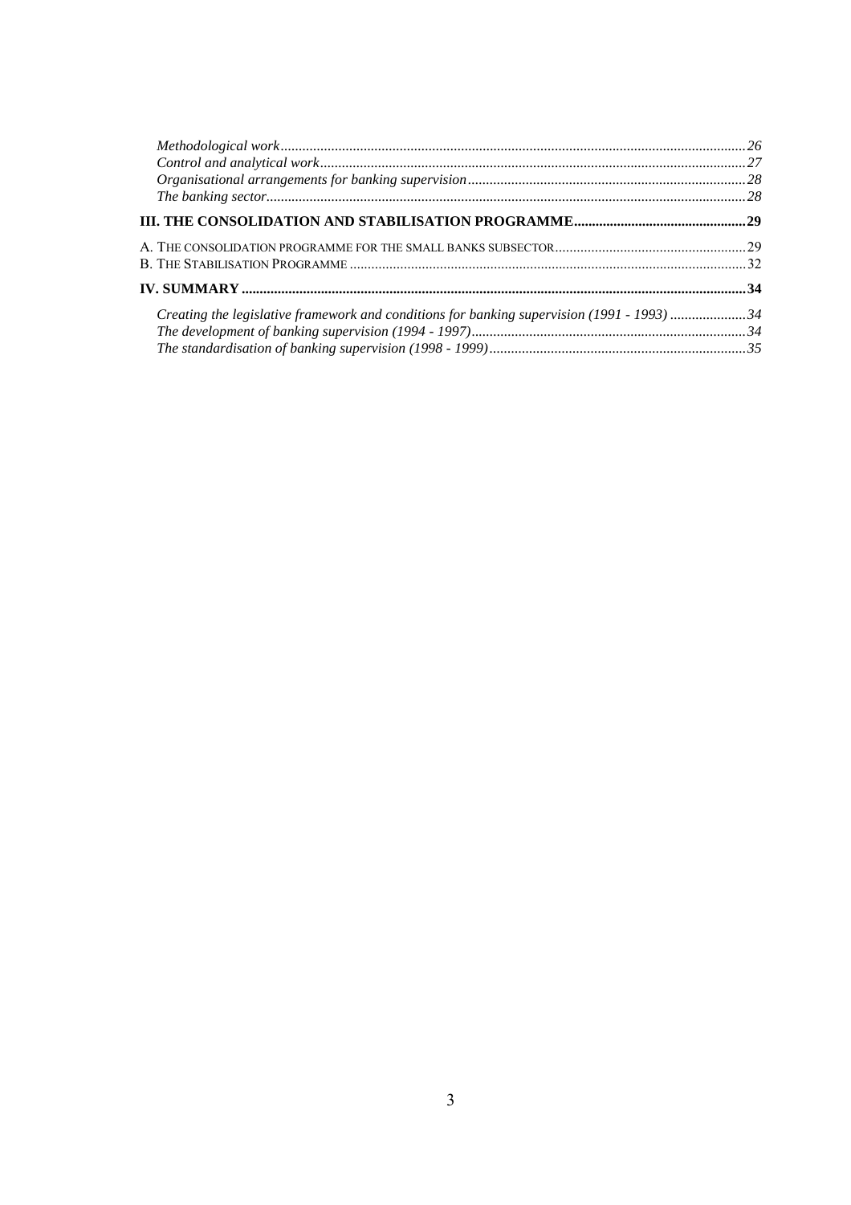*Methodological work* ........................................................................................................................... *26*
*Control and analytical work* ................................................................................................................... *27*
*Organisational arrangements for banking supervision* ........................................................................... *28*
*The banking sector* ................................................................................................................................. *28*

**III. THE CONSOLIDATION AND STABILISATION PROGRAMME ............................................... 29**

A. THE CONSOLIDATION PROGRAMME FOR THE SMALL BANKS SUBSECTOR ................................................... 29
B. THE STABILISATION PROGRAMME ........................................................................................................ 32

**IV. SUMMARY ........................................................................................................................................ 34**

*Creating the legislative framework and conditions for banking supervision (1991 - 1993)* ..................... *34*
*The development of banking supervision (1994 - 1997)* ......................................................................... *34*
*The standardisation of banking supervision (1998 - 1999)* ..................................................................... *35*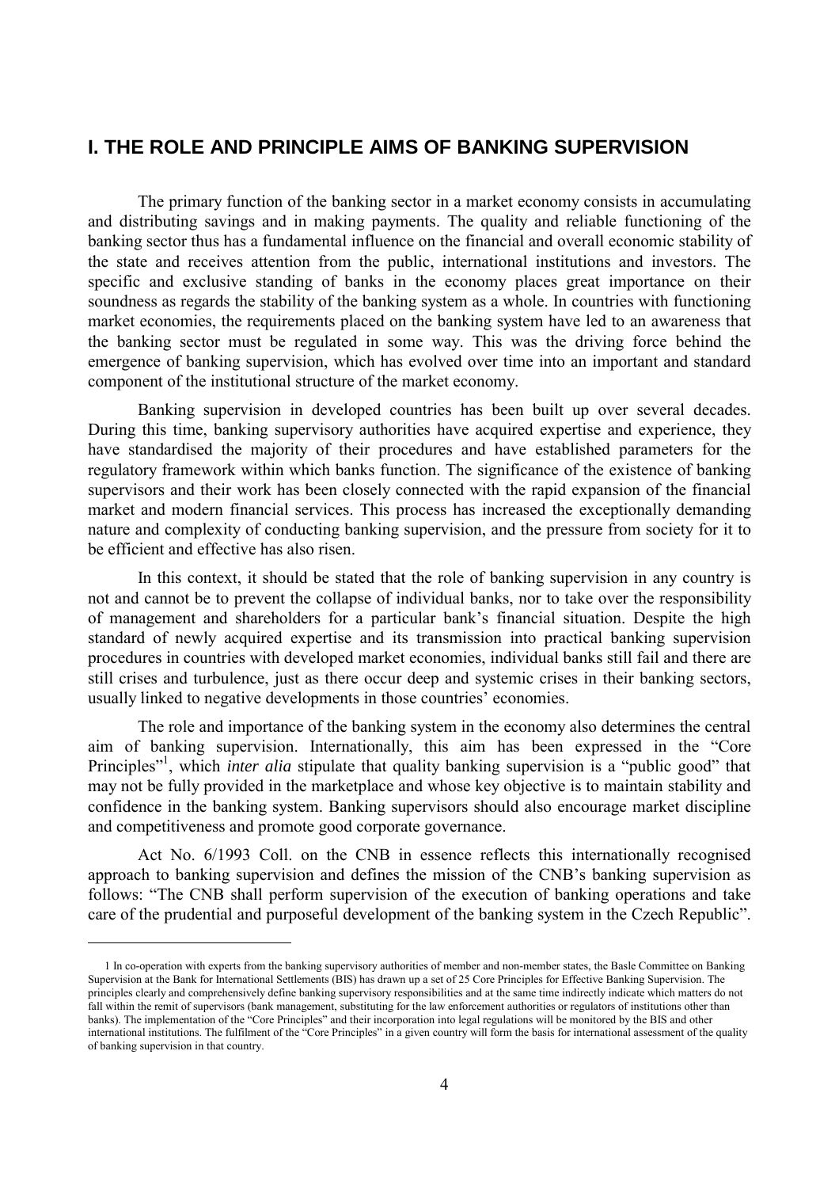# I. THE ROLE AND PRINCIPLE AIMS OF BANKING SUPERVISION

The primary function of the banking sector in a market economy consists in accumulating and distributing savings and in making payments. The quality and reliable functioning of the banking sector thus has a fundamental influence on the financial and overall economic stability of the state and receives attention from the public, international institutions and investors. The specific and exclusive standing of banks in the economy places great importance on their soundness as regards the stability of the banking system as a whole. In countries with functioning market economies, the requirements placed on the banking system have led to an awareness that the banking sector must be regulated in some way. This was the driving force behind the emergence of banking supervision, which has evolved over time into an important and standard component of the institutional structure of the market economy.

Banking supervision in developed countries has been built up over several decades. During this time, banking supervisory authorities have acquired expertise and experience, they have standardised the majority of their procedures and have established parameters for the regulatory framework within which banks function. The significance of the existence of banking supervisors and their work has been closely connected with the rapid expansion of the financial market and modern financial services. This process has increased the exceptionally demanding nature and complexity of conducting banking supervision, and the pressure from society for it to be efficient and effective has also risen.

In this context, it should be stated that the role of banking supervision in any country is not and cannot be to prevent the collapse of individual banks, nor to take over the responsibility of management and shareholders for a particular bank's financial situation. Despite the high standard of newly acquired expertise and its transmission into practical banking supervision procedures in countries with developed market economies, individual banks still fail and there are still crises and turbulence, just as there occur deep and systemic crises in their banking sectors, usually linked to negative developments in those countries' economies.

The role and importance of the banking system in the economy also determines the central aim of banking supervision. Internationally, this aim has been expressed in the "Core Principles"[1], which *inter alia* stipulate that quality banking supervision is a "public good" that may not be fully provided in the marketplace and whose key objective is to maintain stability and confidence in the banking system. Banking supervisors should also encourage market discipline and competitiveness and promote good corporate governance.

Act No. 6/1993 Coll. on the CNB in essence reflects this internationally recognised approach to banking supervision and defines the mission of the CNB's banking supervision as follows: "The CNB shall perform supervision of the execution of banking operations and take care of the prudential and purposeful development of the banking system in the Czech Republic".

---

1 In co-operation with experts from the banking supervisory authorities of member and non-member states, the Basle Committee on Banking Supervision at the Bank for International Settlements (BIS) has drawn up a set of 25 Core Principles for Effective Banking Supervision. The principles clearly and comprehensively define banking supervisory responsibilities and at the same time indirectly indicate which matters do not fall within the remit of supervisors (bank management, substituting for the law enforcement authorities or regulators of institutions other than banks). The implementation of the "Core Principles" and their incorporation into legal regulations will be monitored by the BIS and other international institutions. The fulfilment of the "Core Principles" in a given country will form the basis for international assessment of the quality of banking supervision in that country.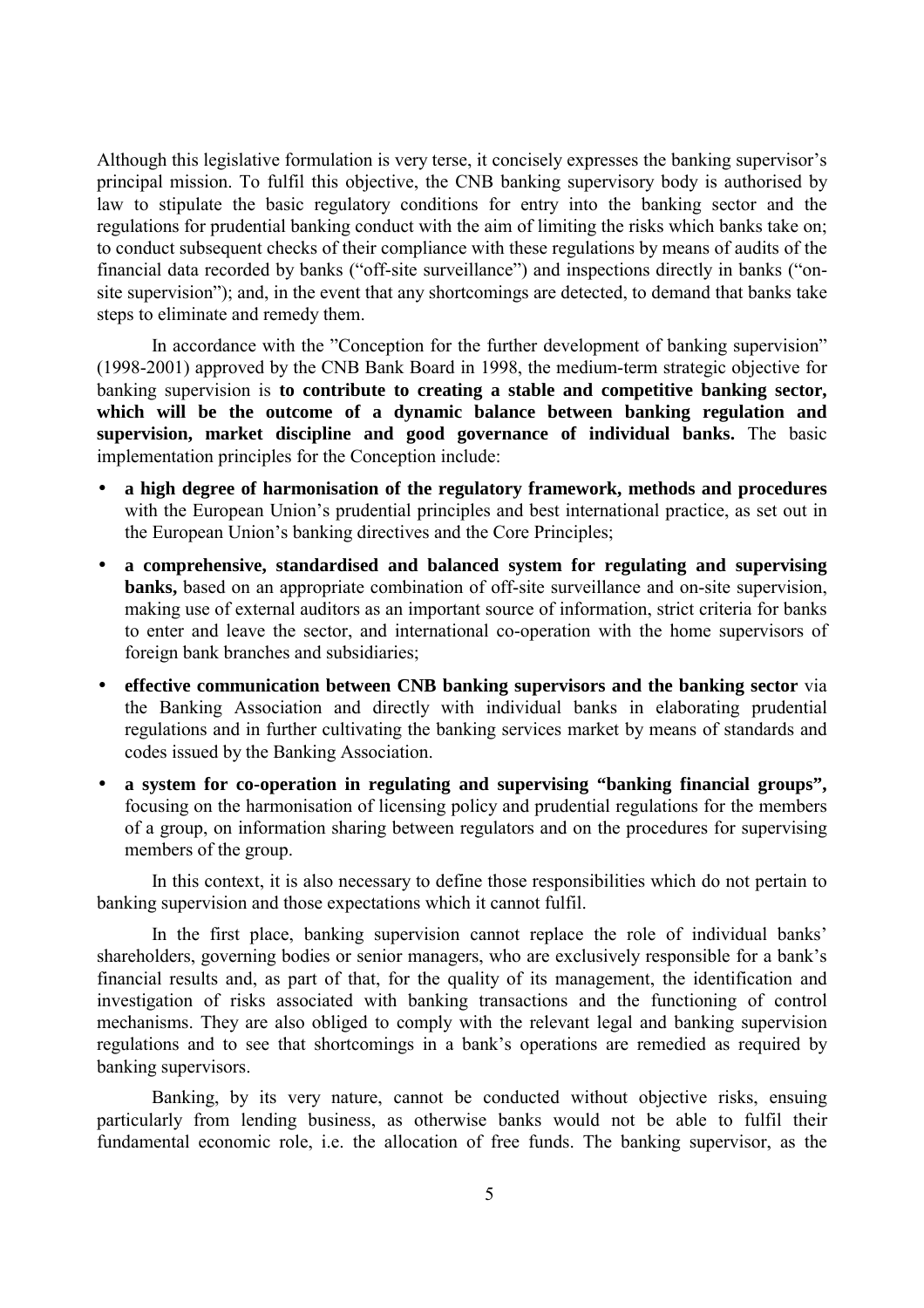Although this legislative formulation is very terse, it concisely expresses the banking supervisor's principal mission. To fulfil this objective, the CNB banking supervisory body is authorised by law to stipulate the basic regulatory conditions for entry into the banking sector and the regulations for prudential banking conduct with the aim of limiting the risks which banks take on; to conduct subsequent checks of their compliance with these regulations by means of audits of the financial data recorded by banks ("off-site surveillance") and inspections directly in banks ("on-site supervision"); and, in the event that any shortcomings are detected, to demand that banks take steps to eliminate and remedy them.

In accordance with the "Conception for the further development of banking supervision" (1998-2001) approved by the CNB Bank Board in 1998, the medium-term strategic objective for banking supervision is **to contribute to creating a stable and competitive banking sector, which will be the outcome of a dynamic balance between banking regulation and supervision, market discipline and good governance of individual banks.** The basic implementation principles for the Conception include:

- **a high degree of harmonisation of the regulatory framework, methods and procedures** with the European Union's prudential principles and best international practice, as set out in the European Union's banking directives and the Core Principles;
- **a comprehensive, standardised and balanced system for regulating and supervising banks,** based on an appropriate combination of off-site surveillance and on-site supervision, making use of external auditors as an important source of information, strict criteria for banks to enter and leave the sector, and international co-operation with the home supervisors of foreign bank branches and subsidiaries;
- **effective communication between CNB banking supervisors and the banking sector** via the Banking Association and directly with individual banks in elaborating prudential regulations and in further cultivating the banking services market by means of standards and codes issued by the Banking Association.
- **a system for co-operation in regulating and supervising "banking financial groups",** focusing on the harmonisation of licensing policy and prudential regulations for the members of a group, on information sharing between regulators and on the procedures for supervising members of the group.

In this context, it is also necessary to define those responsibilities which do not pertain to banking supervision and those expectations which it cannot fulfil.

In the first place, banking supervision cannot replace the role of individual banks' shareholders, governing bodies or senior managers, who are exclusively responsible for a bank's financial results and, as part of that, for the quality of its management, the identification and investigation of risks associated with banking transactions and the functioning of control mechanisms. They are also obliged to comply with the relevant legal and banking supervision regulations and to see that shortcomings in a bank's operations are remedied as required by banking supervisors.

Banking, by its very nature, cannot be conducted without objective risks, ensuing particularly from lending business, as otherwise banks would not be able to fulfil their fundamental economic role, i.e. the allocation of free funds. The banking supervisor, as the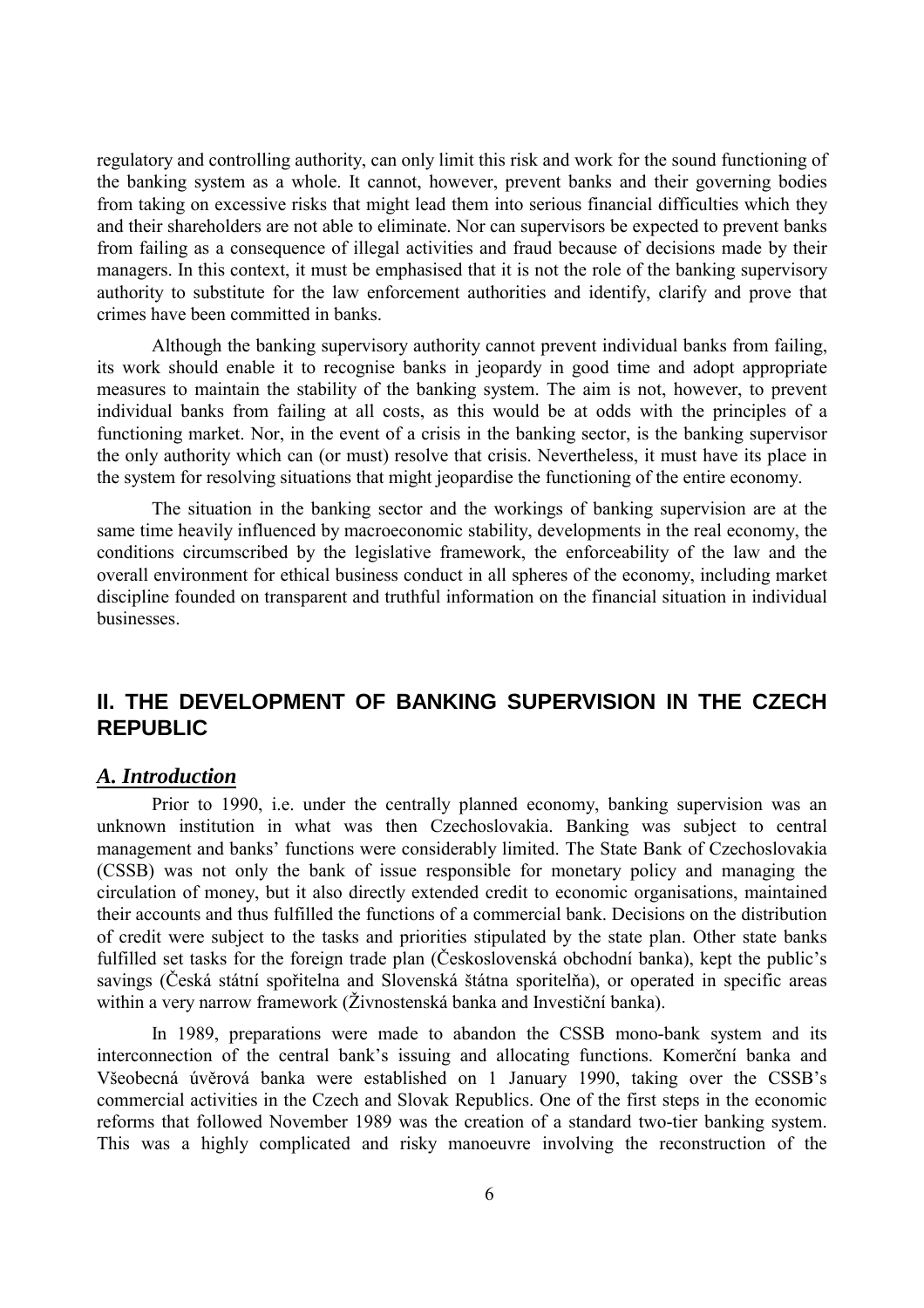regulatory and controlling authority, can only limit this risk and work for the sound functioning of the banking system as a whole. It cannot, however, prevent banks and their governing bodies from taking on excessive risks that might lead them into serious financial difficulties which they and their shareholders are not able to eliminate. Nor can supervisors be expected to prevent banks from failing as a consequence of illegal activities and fraud because of decisions made by their managers. In this context, it must be emphasised that it is not the role of the banking supervisory authority to substitute for the law enforcement authorities and identify, clarify and prove that crimes have been committed in banks.

Although the banking supervisory authority cannot prevent individual banks from failing, its work should enable it to recognise banks in jeopardy in good time and adopt appropriate measures to maintain the stability of the banking system. The aim is not, however, to prevent individual banks from failing at all costs, as this would be at odds with the principles of a functioning market. Nor, in the event of a crisis in the banking sector, is the banking supervisor the only authority which can (or must) resolve that crisis. Nevertheless, it must have its place in the system for resolving situations that might jeopardise the functioning of the entire economy.

The situation in the banking sector and the workings of banking supervision are at the same time heavily influenced by macroeconomic stability, developments in the real economy, the conditions circumscribed by the legislative framework, the enforceability of the law and the overall environment for ethical business conduct in all spheres of the economy, including market discipline founded on transparent and truthful information on the financial situation in individual businesses.

## II. THE DEVELOPMENT OF BANKING SUPERVISION IN THE CZECH REPUBLIC

### *A. Introduction*

Prior to 1990, i.e. under the centrally planned economy, banking supervision was an unknown institution in what was then Czechoslovakia. Banking was subject to central management and banks' functions were considerably limited. The State Bank of Czechoslovakia (CSSB) was not only the bank of issue responsible for monetary policy and managing the circulation of money, but it also directly extended credit to economic organisations, maintained their accounts and thus fulfilled the functions of a commercial bank. Decisions on the distribution of credit were subject to the tasks and priorities stipulated by the state plan. Other state banks fulfilled set tasks for the foreign trade plan (Československá obchodní banka), kept the public's savings (Česká státní spořitelna and Slovenská štátna sporiteľňa), or operated in specific areas within a very narrow framework (Živnostenská banka and Investiční banka).

In 1989, preparations were made to abandon the CSSB mono-bank system and its interconnection of the central bank's issuing and allocating functions. Komerční banka and Všeobecná úvěrová banka were established on 1 January 1990, taking over the CSSB's commercial activities in the Czech and Slovak Republics. One of the first steps in the economic reforms that followed November 1989 was the creation of a standard two-tier banking system. This was a highly complicated and risky manoeuvre involving the reconstruction of the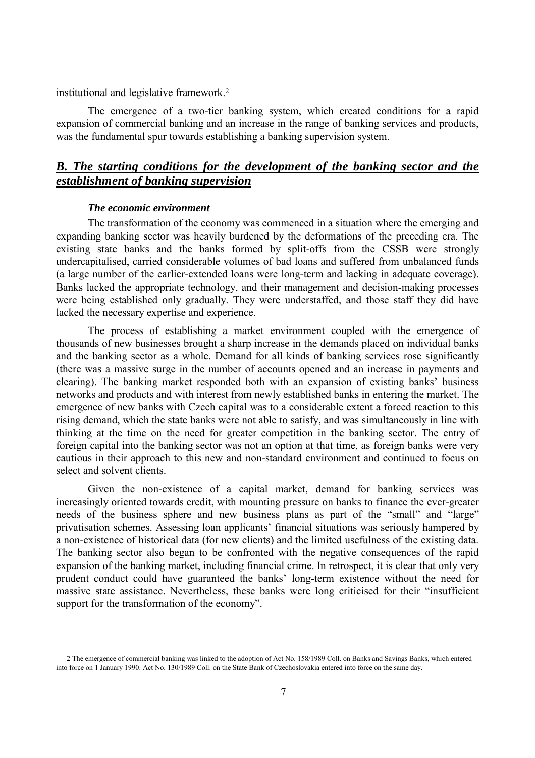institutional and legislative framework.[2]

The emergence of a two-tier banking system, which created conditions for a rapid expansion of commercial banking and an increase in the range of banking services and products, was the fundamental spur towards establishing a banking supervision system.

## ***B. The starting conditions for the development of the banking sector and the establishment of banking supervision***

#### *The economic environment*

The transformation of the economy was commenced in a situation where the emerging and expanding banking sector was heavily burdened by the deformations of the preceding era. The existing state banks and the banks formed by split-offs from the CSSB were strongly undercapitalised, carried considerable volumes of bad loans and suffered from unbalanced funds (a large number of the earlier-extended loans were long-term and lacking in adequate coverage). Banks lacked the appropriate technology, and their management and decision-making processes were being established only gradually. They were understaffed, and those staff they did have lacked the necessary expertise and experience.

The process of establishing a market environment coupled with the emergence of thousands of new businesses brought a sharp increase in the demands placed on individual banks and the banking sector as a whole. Demand for all kinds of banking services rose significantly (there was a massive surge in the number of accounts opened and an increase in payments and clearing). The banking market responded both with an expansion of existing banks' business networks and products and with interest from newly established banks in entering the market. The emergence of new banks with Czech capital was to a considerable extent a forced reaction to this rising demand, which the state banks were not able to satisfy, and was simultaneously in line with thinking at the time on the need for greater competition in the banking sector. The entry of foreign capital into the banking sector was not an option at that time, as foreign banks were very cautious in their approach to this new and non-standard environment and continued to focus on select and solvent clients.

Given the non-existence of a capital market, demand for banking services was increasingly oriented towards credit, with mounting pressure on banks to finance the ever-greater needs of the business sphere and new business plans as part of the "small" and "large" privatisation schemes. Assessing loan applicants' financial situations was seriously hampered by a non-existence of historical data (for new clients) and the limited usefulness of the existing data. The banking sector also began to be confronted with the negative consequences of the rapid expansion of the banking market, including financial crime. In retrospect, it is clear that only very prudent conduct could have guaranteed the banks' long-term existence without the need for massive state assistance. Nevertheless, these banks were long criticised for their "insufficient support for the transformation of the economy".

---

[2] The emergence of commercial banking was linked to the adoption of Act No. 158/1989 Coll. on Banks and Savings Banks, which entered into force on 1 January 1990. Act No. 130/1989 Coll. on the State Bank of Czechoslovakia entered into force on the same day.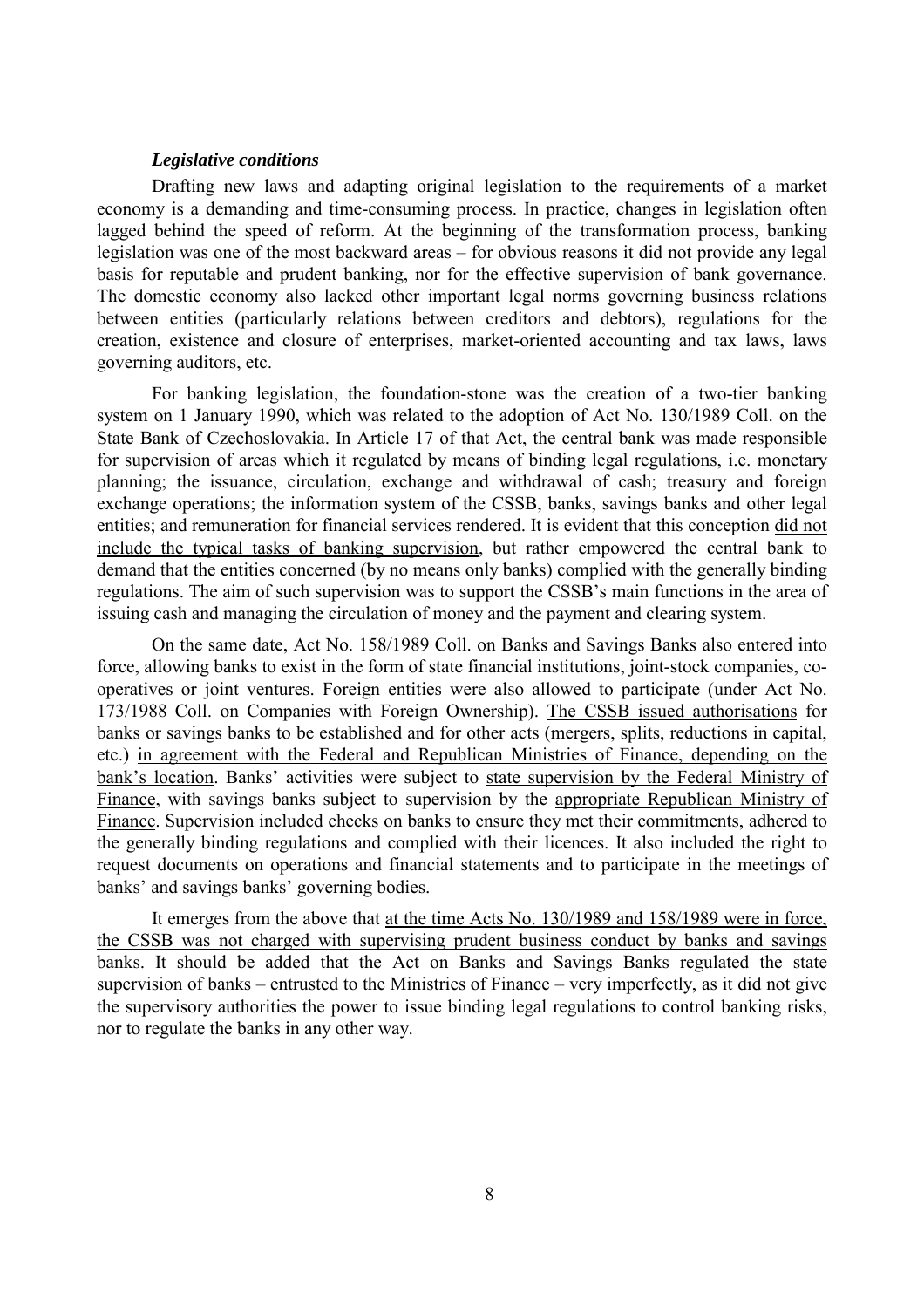***Legislative conditions***

Drafting new laws and adapting original legislation to the requirements of a market economy is a demanding and time-consuming process. In practice, changes in legislation often lagged behind the speed of reform. At the beginning of the transformation process, banking legislation was one of the most backward areas – for obvious reasons it did not provide any legal basis for reputable and prudent banking, nor for the effective supervision of bank governance. The domestic economy also lacked other important legal norms governing business relations between entities (particularly relations between creditors and debtors), regulations for the creation, existence and closure of enterprises, market-oriented accounting and tax laws, laws governing auditors, etc.

For banking legislation, the foundation-stone was the creation of a two-tier banking system on 1 January 1990, which was related to the adoption of Act No. 130/1989 Coll. on the State Bank of Czechoslovakia. In Article 17 of that Act, the central bank was made responsible for supervision of areas which it regulated by means of binding legal regulations, i.e. monetary planning; the issuance, circulation, exchange and withdrawal of cash; treasury and foreign exchange operations; the information system of the CSSB, banks, savings banks and other legal entities; and remuneration for financial services rendered. It is evident that this conception <u>did not include the typical tasks of banking supervision</u>, but rather empowered the central bank to demand that the entities concerned (by no means only banks) complied with the generally binding regulations. The aim of such supervision was to support the CSSB's main functions in the area of issuing cash and managing the circulation of money and the payment and clearing system.

On the same date, Act No. 158/1989 Coll. on Banks and Savings Banks also entered into force, allowing banks to exist in the form of state financial institutions, joint-stock companies, co-operatives or joint ventures. Foreign entities were also allowed to participate (under Act No. 173/1988 Coll. on Companies with Foreign Ownership). <u>The CSSB issued authorisations</u> for banks or savings banks to be established and for other acts (mergers, splits, reductions in capital, etc.) <u>in agreement with the Federal and Republican Ministries of Finance, depending on the bank's location</u>. Banks' activities were subject to <u>state supervision by the Federal Ministry of Finance</u>, with savings banks subject to supervision by the <u>appropriate Republican Ministry of Finance</u>. Supervision included checks on banks to ensure they met their commitments, adhered to the generally binding regulations and complied with their licences. It also included the right to request documents on operations and financial statements and to participate in the meetings of banks' and savings banks' governing bodies.

It emerges from the above that <u>at the time Acts No. 130/1989 and 158/1989 were in force, the CSSB was not charged with supervising prudent business conduct by banks and savings banks</u>. It should be added that the Act on Banks and Savings Banks regulated the state supervision of banks – entrusted to the Ministries of Finance – very imperfectly, as it did not give the supervisory authorities the power to issue binding legal regulations to control banking risks, nor to regulate the banks in any other way.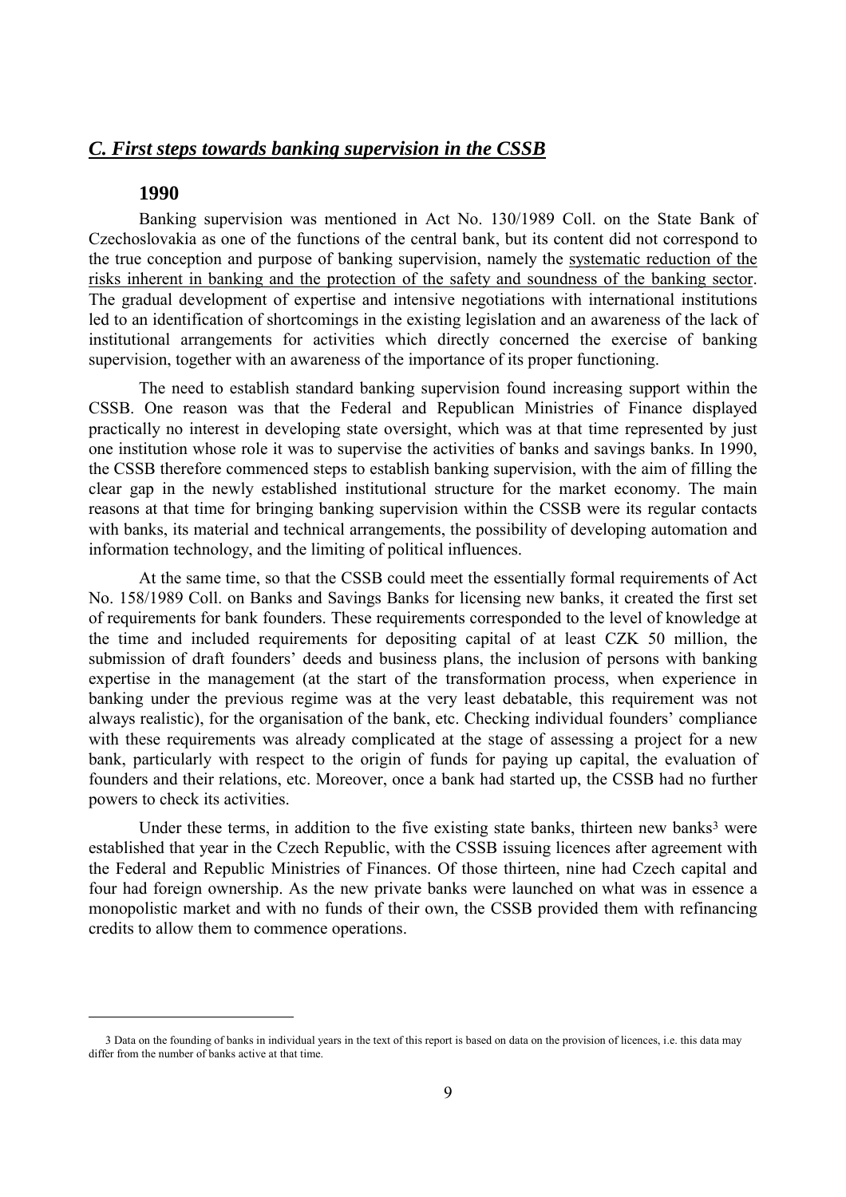## *C. First steps towards banking supervision in the CSSB*

### 1990

Banking supervision was mentioned in Act No. 130/1989 Coll. on the State Bank of Czechoslovakia as one of the functions of the central bank, but its content did not correspond to the true conception and purpose of banking supervision, namely the systematic reduction of the risks inherent in banking and the protection of the safety and soundness of the banking sector. The gradual development of expertise and intensive negotiations with international institutions led to an identification of shortcomings in the existing legislation and an awareness of the lack of institutional arrangements for activities which directly concerned the exercise of banking supervision, together with an awareness of the importance of its proper functioning.

The need to establish standard banking supervision found increasing support within the CSSB. One reason was that the Federal and Republican Ministries of Finance displayed practically no interest in developing state oversight, which was at that time represented by just one institution whose role it was to supervise the activities of banks and savings banks. In 1990, the CSSB therefore commenced steps to establish banking supervision, with the aim of filling the clear gap in the newly established institutional structure for the market economy. The main reasons at that time for bringing banking supervision within the CSSB were its regular contacts with banks, its material and technical arrangements, the possibility of developing automation and information technology, and the limiting of political influences.

At the same time, so that the CSSB could meet the essentially formal requirements of Act No. 158/1989 Coll. on Banks and Savings Banks for licensing new banks, it created the first set of requirements for bank founders. These requirements corresponded to the level of knowledge at the time and included requirements for depositing capital of at least CZK 50 million, the submission of draft founders' deeds and business plans, the inclusion of persons with banking expertise in the management (at the start of the transformation process, when experience in banking under the previous regime was at the very least debatable, this requirement was not always realistic), for the organisation of the bank, etc. Checking individual founders' compliance with these requirements was already complicated at the stage of assessing a project for a new bank, particularly with respect to the origin of funds for paying up capital, the evaluation of founders and their relations, etc. Moreover, once a bank had started up, the CSSB had no further powers to check its activities.

Under these terms, in addition to the five existing state banks, thirteen new banks[3] were established that year in the Czech Republic, with the CSSB issuing licences after agreement with the Federal and Republic Ministries of Finances. Of those thirteen, nine had Czech capital and four had foreign ownership. As the new private banks were launched on what was in essence a monopolistic market and with no funds of their own, the CSSB provided them with refinancing credits to allow them to commence operations.

---

3 Data on the founding of banks in individual years in the text of this report is based on data on the provision of licences, i.e. this data may differ from the number of banks active at that time.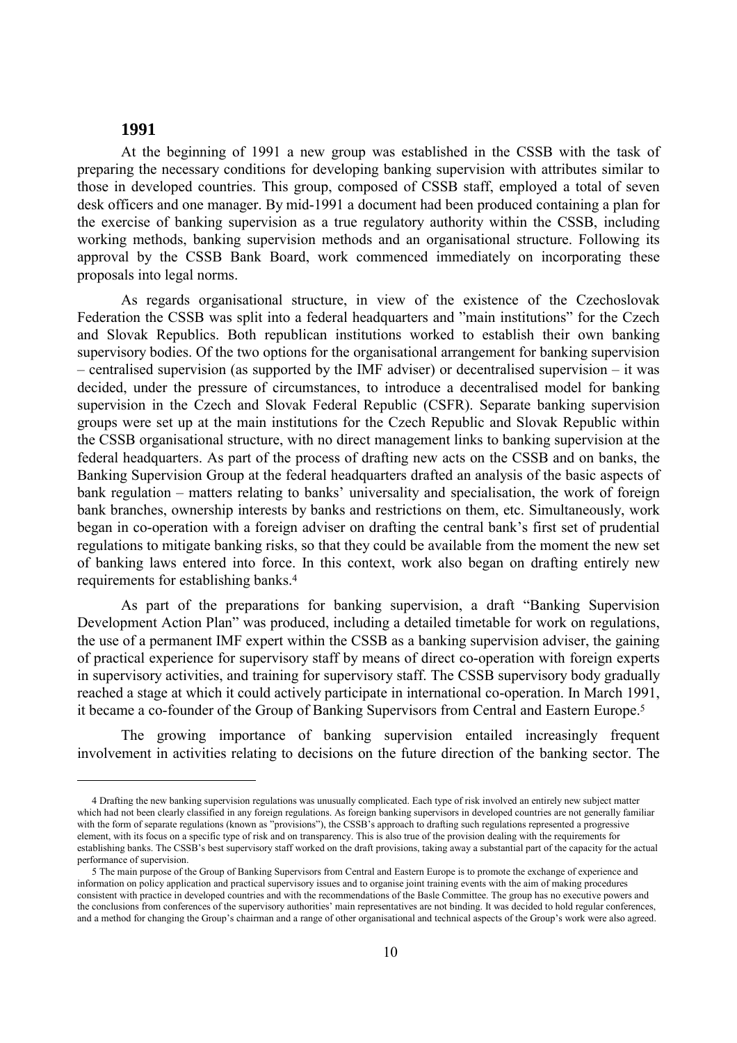## 1991

At the beginning of 1991 a new group was established in the CSSB with the task of preparing the necessary conditions for developing banking supervision with attributes similar to those in developed countries. This group, composed of CSSB staff, employed a total of seven desk officers and one manager. By mid-1991 a document had been produced containing a plan for the exercise of banking supervision as a true regulatory authority within the CSSB, including working methods, banking supervision methods and an organisational structure. Following its approval by the CSSB Bank Board, work commenced immediately on incorporating these proposals into legal norms.

As regards organisational structure, in view of the existence of the Czechoslovak Federation the CSSB was split into a federal headquarters and "main institutions" for the Czech and Slovak Republics. Both republican institutions worked to establish their own banking supervisory bodies. Of the two options for the organisational arrangement for banking supervision – centralised supervision (as supported by the IMF adviser) or decentralised supervision – it was decided, under the pressure of circumstances, to introduce a decentralised model for banking supervision in the Czech and Slovak Federal Republic (CSFR). Separate banking supervision groups were set up at the main institutions for the Czech Republic and Slovak Republic within the CSSB organisational structure, with no direct management links to banking supervision at the federal headquarters. As part of the process of drafting new acts on the CSSB and on banks, the Banking Supervision Group at the federal headquarters drafted an analysis of the basic aspects of bank regulation – matters relating to banks' universality and specialisation, the work of foreign bank branches, ownership interests by banks and restrictions on them, etc. Simultaneously, work began in co-operation with a foreign adviser on drafting the central bank's first set of prudential regulations to mitigate banking risks, so that they could be available from the moment the new set of banking laws entered into force. In this context, work also began on drafting entirely new requirements for establishing banks.[4]

As part of the preparations for banking supervision, a draft "Banking Supervision Development Action Plan" was produced, including a detailed timetable for work on regulations, the use of a permanent IMF expert within the CSSB as a banking supervision adviser, the gaining of practical experience for supervisory staff by means of direct co-operation with foreign experts in supervisory activities, and training for supervisory staff. The CSSB supervisory body gradually reached a stage at which it could actively participate in international co-operation. In March 1991, it became a co-founder of the Group of Banking Supervisors from Central and Eastern Europe.[5]

The growing importance of banking supervision entailed increasingly frequent involvement in activities relating to decisions on the future direction of the banking sector. The

---

[4] Drafting the new banking supervision regulations was unusually complicated. Each type of risk involved an entirely new subject matter which had not been clearly classified in any foreign regulations. As foreign banking supervisors in developed countries are not generally familiar with the form of separate regulations (known as "provisions"), the CSSB's approach to drafting such regulations represented a progressive element, with its focus on a specific type of risk and on transparency. This is also true of the provision dealing with the requirements for establishing banks. The CSSB's best supervisory staff worked on the draft provisions, taking away a substantial part of the capacity for the actual performance of supervision.

[5] The main purpose of the Group of Banking Supervisors from Central and Eastern Europe is to promote the exchange of experience and information on policy application and practical supervisory issues and to organise joint training events with the aim of making procedures consistent with practice in developed countries and with the recommendations of the Basle Committee. The group has no executive powers and the conclusions from conferences of the supervisory authorities' main representatives are not binding. It was decided to hold regular conferences, and a method for changing the Group's chairman and a range of other organisational and technical aspects of the Group's work were also agreed.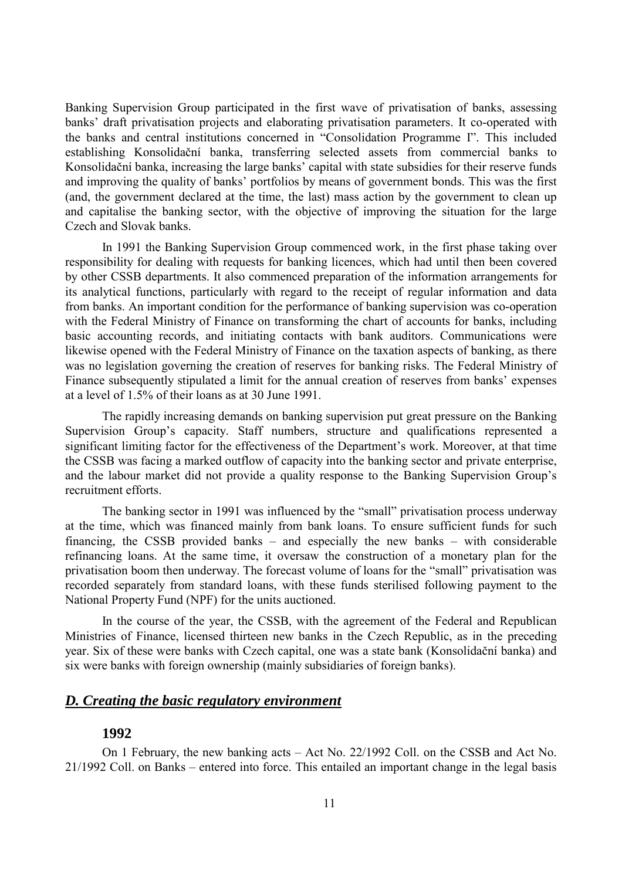Banking Supervision Group participated in the first wave of privatisation of banks, assessing banks' draft privatisation projects and elaborating privatisation parameters. It co-operated with the banks and central institutions concerned in "Consolidation Programme I". This included establishing Konsolidační banka, transferring selected assets from commercial banks to Konsolidační banka, increasing the large banks' capital with state subsidies for their reserve funds and improving the quality of banks' portfolios by means of government bonds. This was the first (and, the government declared at the time, the last) mass action by the government to clean up and capitalise the banking sector, with the objective of improving the situation for the large Czech and Slovak banks.

In 1991 the Banking Supervision Group commenced work, in the first phase taking over responsibility for dealing with requests for banking licences, which had until then been covered by other CSSB departments. It also commenced preparation of the information arrangements for its analytical functions, particularly with regard to the receipt of regular information and data from banks. An important condition for the performance of banking supervision was co-operation with the Federal Ministry of Finance on transforming the chart of accounts for banks, including basic accounting records, and initiating contacts with bank auditors. Communications were likewise opened with the Federal Ministry of Finance on the taxation aspects of banking, as there was no legislation governing the creation of reserves for banking risks. The Federal Ministry of Finance subsequently stipulated a limit for the annual creation of reserves from banks' expenses at a level of 1.5% of their loans as at 30 June 1991.

The rapidly increasing demands on banking supervision put great pressure on the Banking Supervision Group's capacity. Staff numbers, structure and qualifications represented a significant limiting factor for the effectiveness of the Department's work. Moreover, at that time the CSSB was facing a marked outflow of capacity into the banking sector and private enterprise, and the labour market did not provide a quality response to the Banking Supervision Group's recruitment efforts.

The banking sector in 1991 was influenced by the "small" privatisation process underway at the time, which was financed mainly from bank loans. To ensure sufficient funds for such financing, the CSSB provided banks – and especially the new banks – with considerable refinancing loans. At the same time, it oversaw the construction of a monetary plan for the privatisation boom then underway. The forecast volume of loans for the "small" privatisation was recorded separately from standard loans, with these funds sterilised following payment to the National Property Fund (NPF) for the units auctioned.

In the course of the year, the CSSB, with the agreement of the Federal and Republican Ministries of Finance, licensed thirteen new banks in the Czech Republic, as in the preceding year. Six of these were banks with Czech capital, one was a state bank (Konsolidační banka) and six were banks with foreign ownership (mainly subsidiaries of foreign banks).

## *D. Creating the basic regulatory environment*

### 1992

On 1 February, the new banking acts – Act No. 22/1992 Coll. on the CSSB and Act No. 21/1992 Coll. on Banks – entered into force. This entailed an important change in the legal basis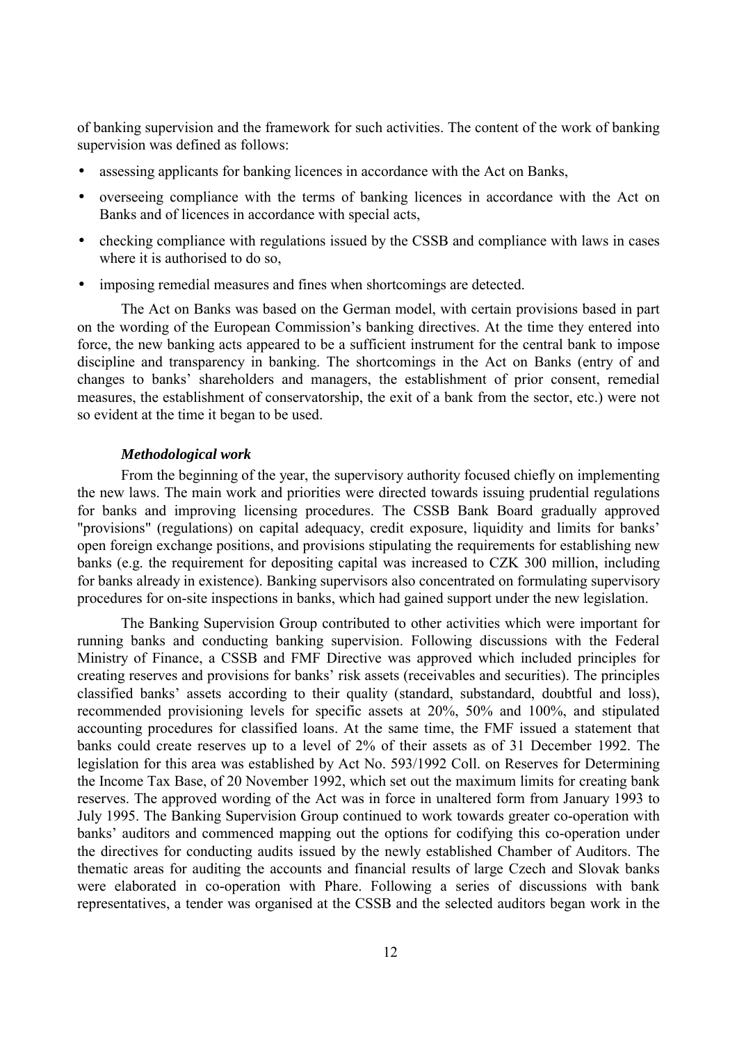of banking supervision and the framework for such activities. The content of the work of banking supervision was defined as follows:

- assessing applicants for banking licences in accordance with the Act on Banks,
- overseeing compliance with the terms of banking licences in accordance with the Act on Banks and of licences in accordance with special acts,
- checking compliance with regulations issued by the CSSB and compliance with laws in cases where it is authorised to do so,
- imposing remedial measures and fines when shortcomings are detected.

The Act on Banks was based on the German model, with certain provisions based in part on the wording of the European Commission's banking directives. At the time they entered into force, the new banking acts appeared to be a sufficient instrument for the central bank to impose discipline and transparency in banking. The shortcomings in the Act on Banks (entry of and changes to banks' shareholders and managers, the establishment of prior consent, remedial measures, the establishment of conservatorship, the exit of a bank from the sector, etc.) were not so evident at the time it began to be used.

***Methodological work***

From the beginning of the year, the supervisory authority focused chiefly on implementing the new laws. The main work and priorities were directed towards issuing prudential regulations for banks and improving licensing procedures. The CSSB Bank Board gradually approved "provisions" (regulations) on capital adequacy, credit exposure, liquidity and limits for banks' open foreign exchange positions, and provisions stipulating the requirements for establishing new banks (e.g. the requirement for depositing capital was increased to CZK 300 million, including for banks already in existence). Banking supervisors also concentrated on formulating supervisory procedures for on-site inspections in banks, which had gained support under the new legislation.

The Banking Supervision Group contributed to other activities which were important for running banks and conducting banking supervision. Following discussions with the Federal Ministry of Finance, a CSSB and FMF Directive was approved which included principles for creating reserves and provisions for banks' risk assets (receivables and securities). The principles classified banks' assets according to their quality (standard, substandard, doubtful and loss), recommended provisioning levels for specific assets at 20%, 50% and 100%, and stipulated accounting procedures for classified loans. At the same time, the FMF issued a statement that banks could create reserves up to a level of 2% of their assets as of 31 December 1992. The legislation for this area was established by Act No. 593/1992 Coll. on Reserves for Determining the Income Tax Base, of 20 November 1992, which set out the maximum limits for creating bank reserves. The approved wording of the Act was in force in unaltered form from January 1993 to July 1995. The Banking Supervision Group continued to work towards greater co-operation with banks' auditors and commenced mapping out the options for codifying this co-operation under the directives for conducting audits issued by the newly established Chamber of Auditors. The thematic areas for auditing the accounts and financial results of large Czech and Slovak banks were elaborated in co-operation with Phare. Following a series of discussions with bank representatives, a tender was organised at the CSSB and the selected auditors began work in the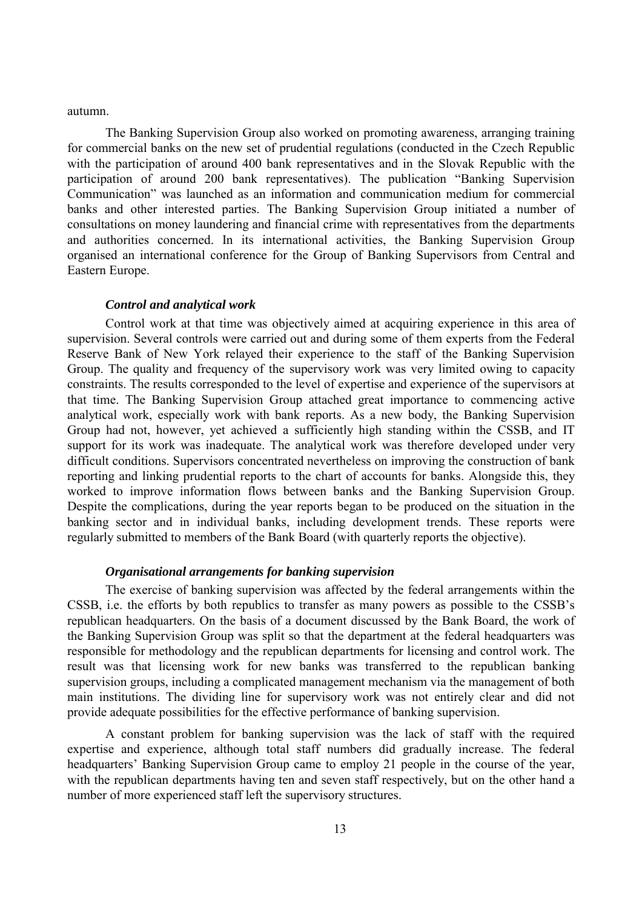autumn.

The Banking Supervision Group also worked on promoting awareness, arranging training for commercial banks on the new set of prudential regulations (conducted in the Czech Republic with the participation of around 400 bank representatives and in the Slovak Republic with the participation of around 200 bank representatives). The publication "Banking Supervision Communication" was launched as an information and communication medium for commercial banks and other interested parties. The Banking Supervision Group initiated a number of consultations on money laundering and financial crime with representatives from the departments and authorities concerned. In its international activities, the Banking Supervision Group organised an international conference for the Group of Banking Supervisors from Central and Eastern Europe.

### *Control and analytical work*

Control work at that time was objectively aimed at acquiring experience in this area of supervision. Several controls were carried out and during some of them experts from the Federal Reserve Bank of New York relayed their experience to the staff of the Banking Supervision Group. The quality and frequency of the supervisory work was very limited owing to capacity constraints. The results corresponded to the level of expertise and experience of the supervisors at that time. The Banking Supervision Group attached great importance to commencing active analytical work, especially work with bank reports. As a new body, the Banking Supervision Group had not, however, yet achieved a sufficiently high standing within the CSSB, and IT support for its work was inadequate. The analytical work was therefore developed under very difficult conditions. Supervisors concentrated nevertheless on improving the construction of bank reporting and linking prudential reports to the chart of accounts for banks. Alongside this, they worked to improve information flows between banks and the Banking Supervision Group. Despite the complications, during the year reports began to be produced on the situation in the banking sector and in individual banks, including development trends. These reports were regularly submitted to members of the Bank Board (with quarterly reports the objective).

### *Organisational arrangements for banking supervision*

The exercise of banking supervision was affected by the federal arrangements within the CSSB, i.e. the efforts by both republics to transfer as many powers as possible to the CSSB's republican headquarters. On the basis of a document discussed by the Bank Board, the work of the Banking Supervision Group was split so that the department at the federal headquarters was responsible for methodology and the republican departments for licensing and control work. The result was that licensing work for new banks was transferred to the republican banking supervision groups, including a complicated management mechanism via the management of both main institutions. The dividing line for supervisory work was not entirely clear and did not provide adequate possibilities for the effective performance of banking supervision.

A constant problem for banking supervision was the lack of staff with the required expertise and experience, although total staff numbers did gradually increase. The federal headquarters' Banking Supervision Group came to employ 21 people in the course of the year, with the republican departments having ten and seven staff respectively, but on the other hand a number of more experienced staff left the supervisory structures.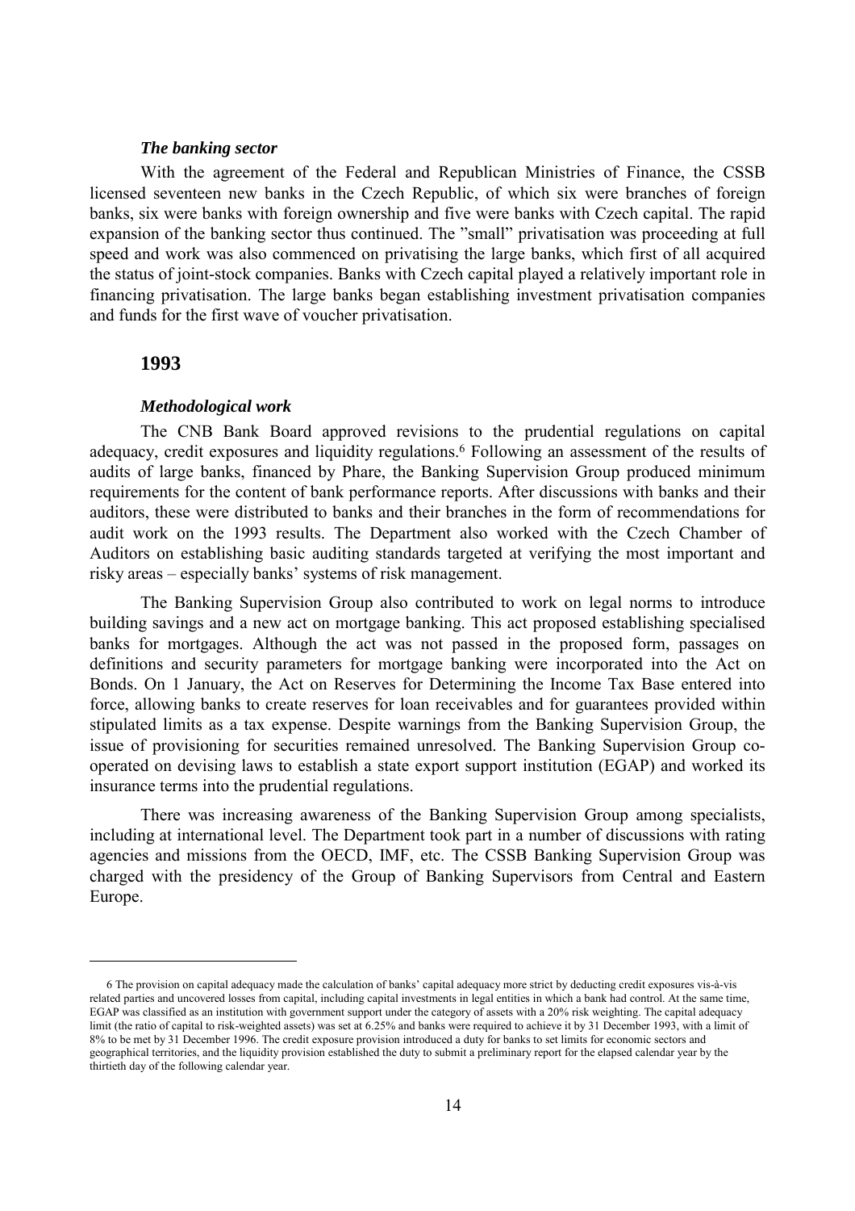### *The banking sector*

With the agreement of the Federal and Republican Ministries of Finance, the CSSB licensed seventeen new banks in the Czech Republic, of which six were branches of foreign banks, six were banks with foreign ownership and five were banks with Czech capital. The rapid expansion of the banking sector thus continued. The "small" privatisation was proceeding at full speed and work was also commenced on privatising the large banks, which first of all acquired the status of joint-stock companies. Banks with Czech capital played a relatively important role in financing privatisation. The large banks began establishing investment privatisation companies and funds for the first wave of voucher privatisation.

## 1993

### *Methodological work*

The CNB Bank Board approved revisions to the prudential regulations on capital adequacy, credit exposures and liquidity regulations.[6] Following an assessment of the results of audits of large banks, financed by Phare, the Banking Supervision Group produced minimum requirements for the content of bank performance reports. After discussions with banks and their auditors, these were distributed to banks and their branches in the form of recommendations for audit work on the 1993 results. The Department also worked with the Czech Chamber of Auditors on establishing basic auditing standards targeted at verifying the most important and risky areas – especially banks' systems of risk management.

The Banking Supervision Group also contributed to work on legal norms to introduce building savings and a new act on mortgage banking. This act proposed establishing specialised banks for mortgages. Although the act was not passed in the proposed form, passages on definitions and security parameters for mortgage banking were incorporated into the Act on Bonds. On 1 January, the Act on Reserves for Determining the Income Tax Base entered into force, allowing banks to create reserves for loan receivables and for guarantees provided within stipulated limits as a tax expense. Despite warnings from the Banking Supervision Group, the issue of provisioning for securities remained unresolved. The Banking Supervision Group co-operated on devising laws to establish a state export support institution (EGAP) and worked its insurance terms into the prudential regulations.

There was increasing awareness of the Banking Supervision Group among specialists, including at international level. The Department took part in a number of discussions with rating agencies and missions from the OECD, IMF, etc. The CSSB Banking Supervision Group was charged with the presidency of the Group of Banking Supervisors from Central and Eastern Europe.

---

6 The provision on capital adequacy made the calculation of banks' capital adequacy more strict by deducting credit exposures vis-à-vis related parties and uncovered losses from capital, including capital investments in legal entities in which a bank had control. At the same time, EGAP was classified as an institution with government support under the category of assets with a 20% risk weighting. The capital adequacy limit (the ratio of capital to risk-weighted assets) was set at 6.25% and banks were required to achieve it by 31 December 1993, with a limit of 8% to be met by 31 December 1996. The credit exposure provision introduced a duty for banks to set limits for economic sectors and geographical territories, and the liquidity provision established the duty to submit a preliminary report for the elapsed calendar year by the thirtieth day of the following calendar year.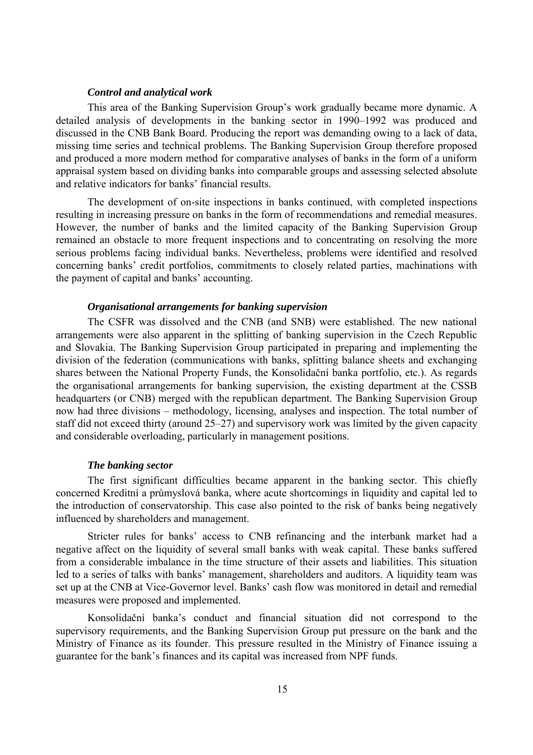### *Control and analytical work*

This area of the Banking Supervision Group's work gradually became more dynamic. A detailed analysis of developments in the banking sector in 1990–1992 was produced and discussed in the CNB Bank Board. Producing the report was demanding owing to a lack of data, missing time series and technical problems. The Banking Supervision Group therefore proposed and produced a more modern method for comparative analyses of banks in the form of a uniform appraisal system based on dividing banks into comparable groups and assessing selected absolute and relative indicators for banks' financial results.

The development of on-site inspections in banks continued, with completed inspections resulting in increasing pressure on banks in the form of recommendations and remedial measures. However, the number of banks and the limited capacity of the Banking Supervision Group remained an obstacle to more frequent inspections and to concentrating on resolving the more serious problems facing individual banks. Nevertheless, problems were identified and resolved concerning banks' credit portfolios, commitments to closely related parties, machinations with the payment of capital and banks' accounting.

### *Organisational arrangements for banking supervision*

The CSFR was dissolved and the CNB (and SNB) were established. The new national arrangements were also apparent in the splitting of banking supervision in the Czech Republic and Slovakia. The Banking Supervision Group participated in preparing and implementing the division of the federation (communications with banks, splitting balance sheets and exchanging shares between the National Property Funds, the Konsolidační banka portfolio, etc.). As regards the organisational arrangements for banking supervision, the existing department at the CSSB headquarters (or CNB) merged with the republican department. The Banking Supervision Group now had three divisions – methodology, licensing, analyses and inspection. The total number of staff did not exceed thirty (around 25–27) and supervisory work was limited by the given capacity and considerable overloading, particularly in management positions.

### *The banking sector*

The first significant difficulties became apparent in the banking sector. This chiefly concerned Kreditní a průmyslová banka, where acute shortcomings in liquidity and capital led to the introduction of conservatorship. This case also pointed to the risk of banks being negatively influenced by shareholders and management.

Stricter rules for banks' access to CNB refinancing and the interbank market had a negative affect on the liquidity of several small banks with weak capital. These banks suffered from a considerable imbalance in the time structure of their assets and liabilities. This situation led to a series of talks with banks' management, shareholders and auditors. A liquidity team was set up at the CNB at Vice-Governor level. Banks' cash flow was monitored in detail and remedial measures were proposed and implemented.

Konsolidační banka's conduct and financial situation did not correspond to the supervisory requirements, and the Banking Supervision Group put pressure on the bank and the Ministry of Finance as its founder. This pressure resulted in the Ministry of Finance issuing a guarantee for the bank's finances and its capital was increased from NPF funds.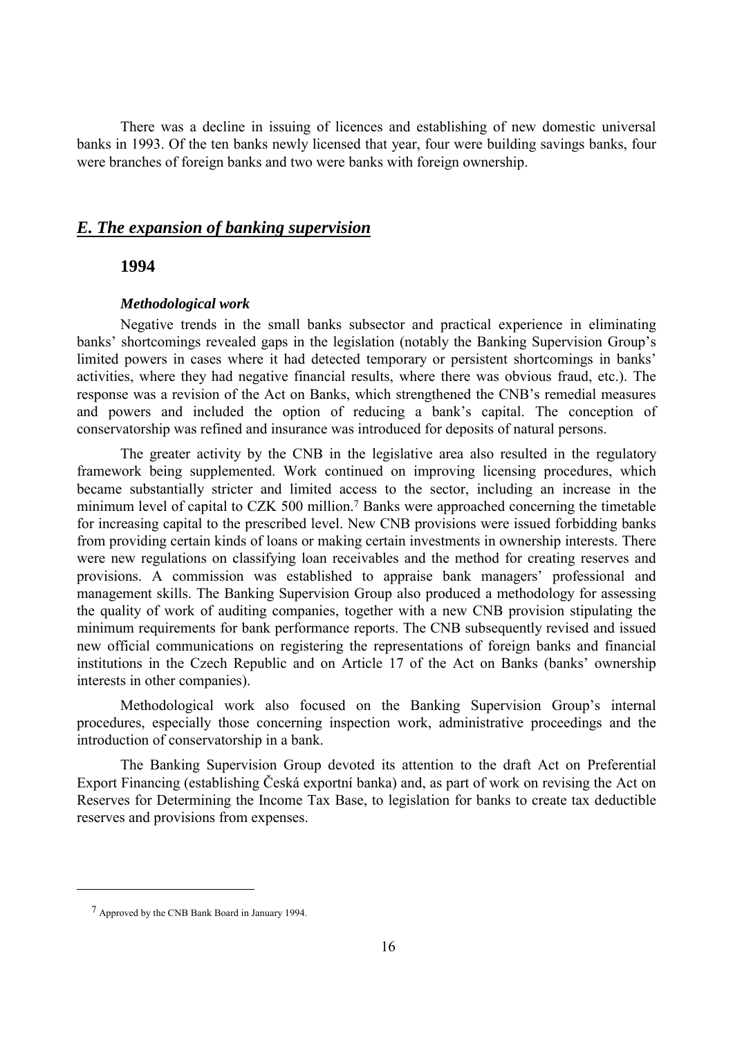There was a decline in issuing of licences and establishing of new domestic universal banks in 1993. Of the ten banks newly licensed that year, four were building savings banks, four were branches of foreign banks and two were banks with foreign ownership.

## *E. The expansion of banking supervision*

### 1994

#### *Methodological work*

Negative trends in the small banks subsector and practical experience in eliminating banks' shortcomings revealed gaps in the legislation (notably the Banking Supervision Group's limited powers in cases where it had detected temporary or persistent shortcomings in banks' activities, where they had negative financial results, where there was obvious fraud, etc.). The response was a revision of the Act on Banks, which strengthened the CNB's remedial measures and powers and included the option of reducing a bank's capital. The conception of conservatorship was refined and insurance was introduced for deposits of natural persons.

The greater activity by the CNB in the legislative area also resulted in the regulatory framework being supplemented. Work continued on improving licensing procedures, which became substantially stricter and limited access to the sector, including an increase in the minimum level of capital to CZK 500 million.[7] Banks were approached concerning the timetable for increasing capital to the prescribed level. New CNB provisions were issued forbidding banks from providing certain kinds of loans or making certain investments in ownership interests. There were new regulations on classifying loan receivables and the method for creating reserves and provisions. A commission was established to appraise bank managers' professional and management skills. The Banking Supervision Group also produced a methodology for assessing the quality of work of auditing companies, together with a new CNB provision stipulating the minimum requirements for bank performance reports. The CNB subsequently revised and issued new official communications on registering the representations of foreign banks and financial institutions in the Czech Republic and on Article 17 of the Act on Banks (banks' ownership interests in other companies).

Methodological work also focused on the Banking Supervision Group's internal procedures, especially those concerning inspection work, administrative proceedings and the introduction of conservatorship in a bank.

The Banking Supervision Group devoted its attention to the draft Act on Preferential Export Financing (establishing Česká exportní banka) and, as part of work on revising the Act on Reserves for Determining the Income Tax Base, to legislation for banks to create tax deductible reserves and provisions from expenses.

---

[7] Approved by the CNB Bank Board in January 1994.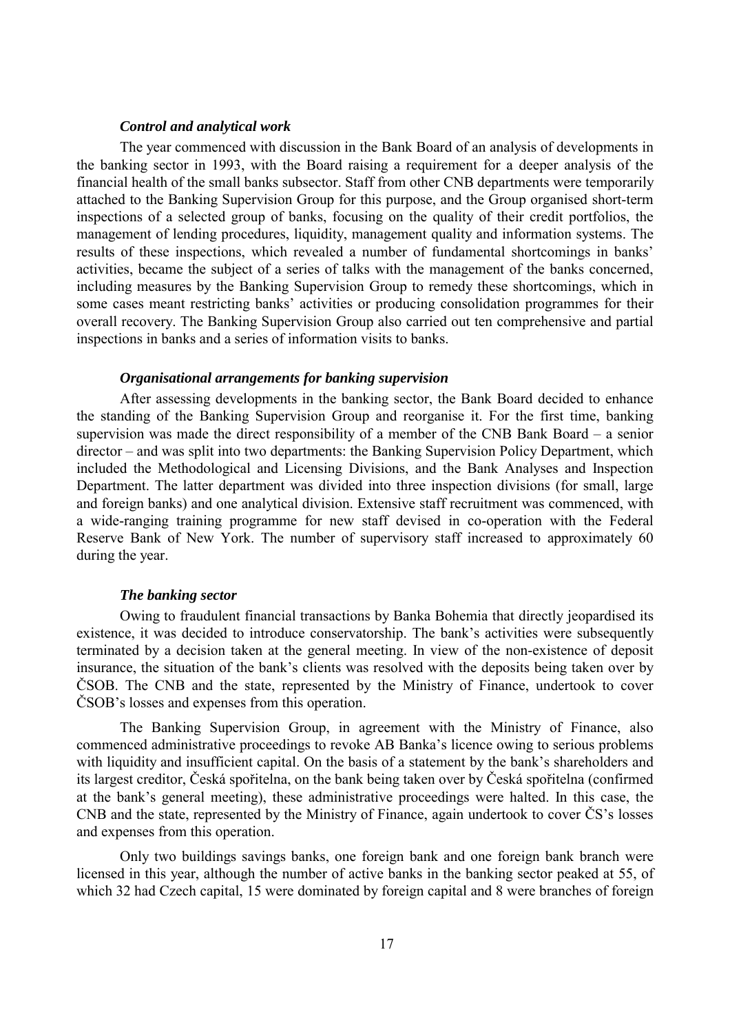### *Control and analytical work*

The year commenced with discussion in the Bank Board of an analysis of developments in the banking sector in 1993, with the Board raising a requirement for a deeper analysis of the financial health of the small banks subsector. Staff from other CNB departments were temporarily attached to the Banking Supervision Group for this purpose, and the Group organised short-term inspections of a selected group of banks, focusing on the quality of their credit portfolios, the management of lending procedures, liquidity, management quality and information systems. The results of these inspections, which revealed a number of fundamental shortcomings in banks' activities, became the subject of a series of talks with the management of the banks concerned, including measures by the Banking Supervision Group to remedy these shortcomings, which in some cases meant restricting banks' activities or producing consolidation programmes for their overall recovery. The Banking Supervision Group also carried out ten comprehensive and partial inspections in banks and a series of information visits to banks.

### *Organisational arrangements for banking supervision*

After assessing developments in the banking sector, the Bank Board decided to enhance the standing of the Banking Supervision Group and reorganise it. For the first time, banking supervision was made the direct responsibility of a member of the CNB Bank Board – a senior director – and was split into two departments: the Banking Supervision Policy Department, which included the Methodological and Licensing Divisions, and the Bank Analyses and Inspection Department. The latter department was divided into three inspection divisions (for small, large and foreign banks) and one analytical division. Extensive staff recruitment was commenced, with a wide-ranging training programme for new staff devised in co-operation with the Federal Reserve Bank of New York. The number of supervisory staff increased to approximately 60 during the year.

### *The banking sector*

Owing to fraudulent financial transactions by Banka Bohemia that directly jeopardised its existence, it was decided to introduce conservatorship. The bank's activities were subsequently terminated by a decision taken at the general meeting. In view of the non-existence of deposit insurance, the situation of the bank's clients was resolved with the deposits being taken over by ČSOB. The CNB and the state, represented by the Ministry of Finance, undertook to cover ČSOB's losses and expenses from this operation.

The Banking Supervision Group, in agreement with the Ministry of Finance, also commenced administrative proceedings to revoke AB Banka's licence owing to serious problems with liquidity and insufficient capital. On the basis of a statement by the bank's shareholders and its largest creditor, Česká spořitelna, on the bank being taken over by Česká spořitelna (confirmed at the bank's general meeting), these administrative proceedings were halted. In this case, the CNB and the state, represented by the Ministry of Finance, again undertook to cover ČS's losses and expenses from this operation.

Only two buildings savings banks, one foreign bank and one foreign bank branch were licensed in this year, although the number of active banks in the banking sector peaked at 55, of which 32 had Czech capital, 15 were dominated by foreign capital and 8 were branches of foreign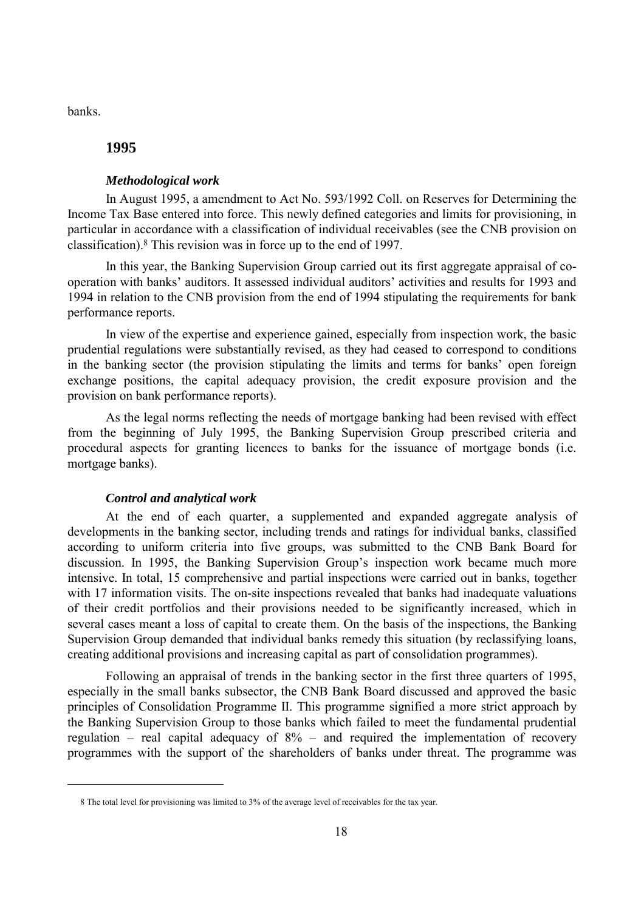banks.

## 1995

### *Methodological work*

In August 1995, a amendment to Act No. 593/1992 Coll. on Reserves for Determining the Income Tax Base entered into force. This newly defined categories and limits for provisioning, in particular in accordance with a classification of individual receivables (see the CNB provision on classification).[8] This revision was in force up to the end of 1997.

In this year, the Banking Supervision Group carried out its first aggregate appraisal of co-operation with banks' auditors. It assessed individual auditors' activities and results for 1993 and 1994 in relation to the CNB provision from the end of 1994 stipulating the requirements for bank performance reports.

In view of the expertise and experience gained, especially from inspection work, the basic prudential regulations were substantially revised, as they had ceased to correspond to conditions in the banking sector (the provision stipulating the limits and terms for banks' open foreign exchange positions, the capital adequacy provision, the credit exposure provision and the provision on bank performance reports).

As the legal norms reflecting the needs of mortgage banking had been revised with effect from the beginning of July 1995, the Banking Supervision Group prescribed criteria and procedural aspects for granting licences to banks for the issuance of mortgage bonds (i.e. mortgage banks).

### *Control and analytical work*

At the end of each quarter, a supplemented and expanded aggregate analysis of developments in the banking sector, including trends and ratings for individual banks, classified according to uniform criteria into five groups, was submitted to the CNB Bank Board for discussion. In 1995, the Banking Supervision Group's inspection work became much more intensive. In total, 15 comprehensive and partial inspections were carried out in banks, together with 17 information visits. The on-site inspections revealed that banks had inadequate valuations of their credit portfolios and their provisions needed to be significantly increased, which in several cases meant a loss of capital to create them. On the basis of the inspections, the Banking Supervision Group demanded that individual banks remedy this situation (by reclassifying loans, creating additional provisions and increasing capital as part of consolidation programmes).

Following an appraisal of trends in the banking sector in the first three quarters of 1995, especially in the small banks subsector, the CNB Bank Board discussed and approved the basic principles of Consolidation Programme II. This programme signified a more strict approach by the Banking Supervision Group to those banks which failed to meet the fundamental prudential regulation – real capital adequacy of 8% – and required the implementation of recovery programmes with the support of the shareholders of banks under threat. The programme was

---

8 The total level for provisioning was limited to 3% of the average level of receivables for the tax year.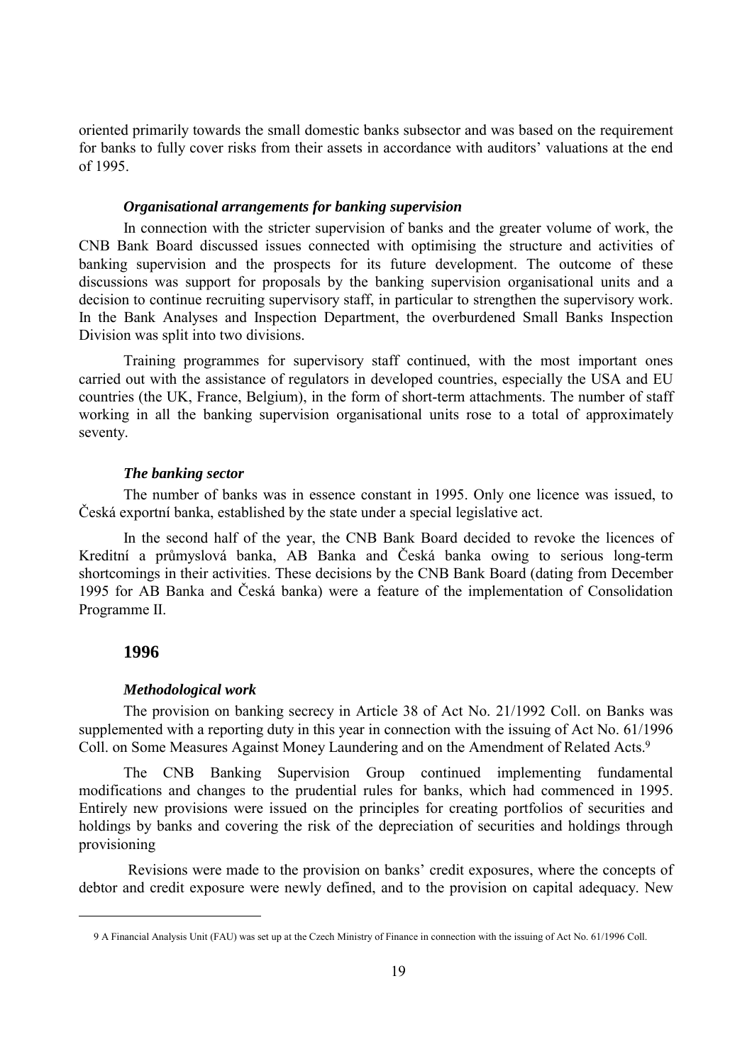oriented primarily towards the small domestic banks subsector and was based on the requirement for banks to fully cover risks from their assets in accordance with auditors' valuations at the end of 1995.

***Organisational arrangements for banking supervision***

In connection with the stricter supervision of banks and the greater volume of work, the CNB Bank Board discussed issues connected with optimising the structure and activities of banking supervision and the prospects for its future development. The outcome of these discussions was support for proposals by the banking supervision organisational units and a decision to continue recruiting supervisory staff, in particular to strengthen the supervisory work. In the Bank Analyses and Inspection Department, the overburdened Small Banks Inspection Division was split into two divisions.

Training programmes for supervisory staff continued, with the most important ones carried out with the assistance of regulators in developed countries, especially the USA and EU countries (the UK, France, Belgium), in the form of short-term attachments. The number of staff working in all the banking supervision organisational units rose to a total of approximately seventy.

***The banking sector***

The number of banks was in essence constant in 1995. Only one licence was issued, to Česká exportní banka, established by the state under a special legislative act.

In the second half of the year, the CNB Bank Board decided to revoke the licences of Kreditní a průmyslová banka, AB Banka and Česká banka owing to serious long-term shortcomings in their activities. These decisions by the CNB Bank Board (dating from December 1995 for AB Banka and Česká banka) were a feature of the implementation of Consolidation Programme II.

## 1996

***Methodological work***

The provision on banking secrecy in Article 38 of Act No. 21/1992 Coll. on Banks was supplemented with a reporting duty in this year in connection with the issuing of Act No. 61/1996 Coll. on Some Measures Against Money Laundering and on the Amendment of Related Acts.[9]

The CNB Banking Supervision Group continued implementing fundamental modifications and changes to the prudential rules for banks, which had commenced in 1995. Entirely new provisions were issued on the principles for creating portfolios of securities and holdings by banks and covering the risk of the depreciation of securities and holdings through provisioning

Revisions were made to the provision on banks' credit exposures, where the concepts of debtor and credit exposure were newly defined, and to the provision on capital adequacy. New

[9] A Financial Analysis Unit (FAU) was set up at the Czech Ministry of Finance in connection with the issuing of Act No. 61/1996 Coll.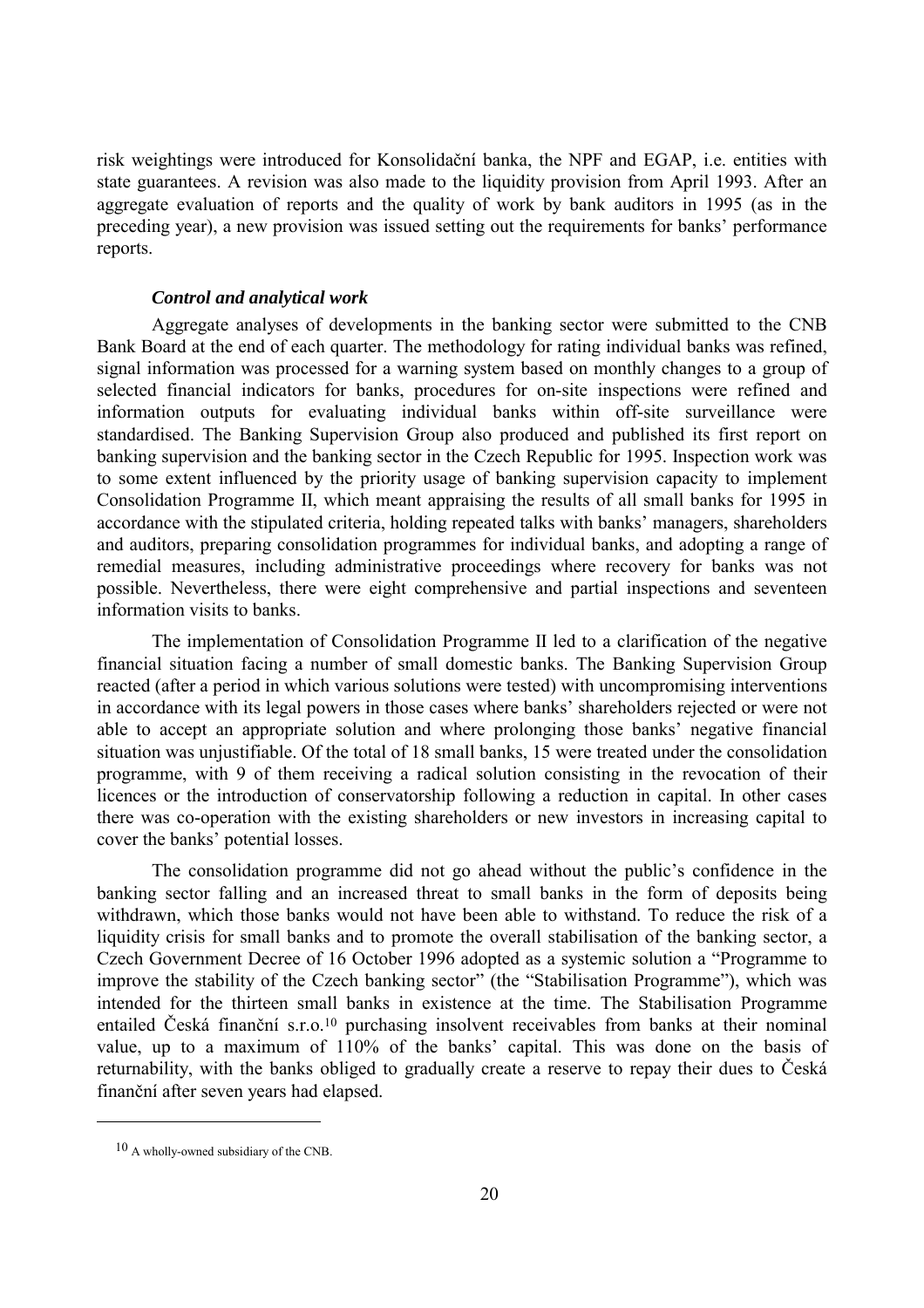risk weightings were introduced for Konsolidační banka, the NPF and EGAP, i.e. entities with state guarantees. A revision was also made to the liquidity provision from April 1993. After an aggregate evaluation of reports and the quality of work by bank auditors in 1995 (as in the preceding year), a new provision was issued setting out the requirements for banks' performance reports.

***Control and analytical work***

Aggregate analyses of developments in the banking sector were submitted to the CNB Bank Board at the end of each quarter. The methodology for rating individual banks was refined, signal information was processed for a warning system based on monthly changes to a group of selected financial indicators for banks, procedures for on-site inspections were refined and information outputs for evaluating individual banks within off-site surveillance were standardised. The Banking Supervision Group also produced and published its first report on banking supervision and the banking sector in the Czech Republic for 1995. Inspection work was to some extent influenced by the priority usage of banking supervision capacity to implement Consolidation Programme II, which meant appraising the results of all small banks for 1995 in accordance with the stipulated criteria, holding repeated talks with banks' managers, shareholders and auditors, preparing consolidation programmes for individual banks, and adopting a range of remedial measures, including administrative proceedings where recovery for banks was not possible. Nevertheless, there were eight comprehensive and partial inspections and seventeen information visits to banks.

The implementation of Consolidation Programme II led to a clarification of the negative financial situation facing a number of small domestic banks. The Banking Supervision Group reacted (after a period in which various solutions were tested) with uncompromising interventions in accordance with its legal powers in those cases where banks' shareholders rejected or were not able to accept an appropriate solution and where prolonging those banks' negative financial situation was unjustifiable. Of the total of 18 small banks, 15 were treated under the consolidation programme, with 9 of them receiving a radical solution consisting in the revocation of their licences or the introduction of conservatorship following a reduction in capital. In other cases there was co-operation with the existing shareholders or new investors in increasing capital to cover the banks' potential losses.

The consolidation programme did not go ahead without the public's confidence in the banking sector falling and an increased threat to small banks in the form of deposits being withdrawn, which those banks would not have been able to withstand. To reduce the risk of a liquidity crisis for small banks and to promote the overall stabilisation of the banking sector, a Czech Government Decree of 16 October 1996 adopted as a systemic solution a "Programme to improve the stability of the Czech banking sector" (the "Stabilisation Programme"), which was intended for the thirteen small banks in existence at the time. The Stabilisation Programme entailed Česká finanční s.r.o.[10] purchasing insolvent receivables from banks at their nominal value, up to a maximum of 110% of the banks' capital. This was done on the basis of returnability, with the banks obliged to gradually create a reserve to repay their dues to Česká finanční after seven years had elapsed.

---

[10] A wholly-owned subsidiary of the CNB.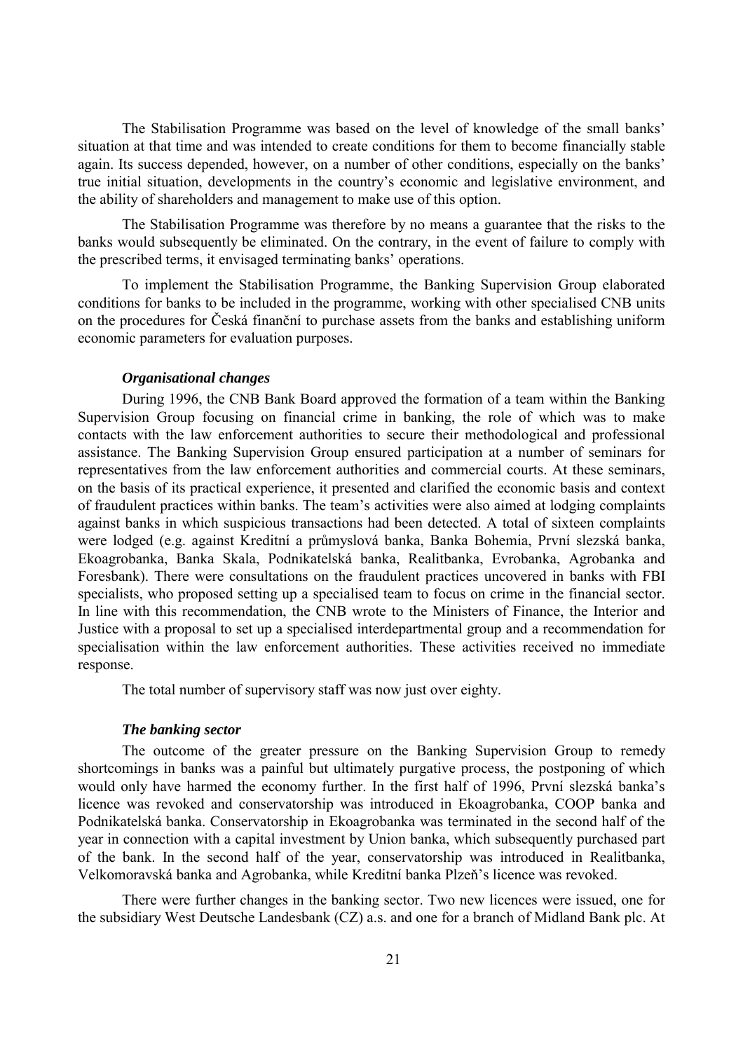The Stabilisation Programme was based on the level of knowledge of the small banks' situation at that time and was intended to create conditions for them to become financially stable again. Its success depended, however, on a number of other conditions, especially on the banks' true initial situation, developments in the country's economic and legislative environment, and the ability of shareholders and management to make use of this option.

The Stabilisation Programme was therefore by no means a guarantee that the risks to the banks would subsequently be eliminated. On the contrary, in the event of failure to comply with the prescribed terms, it envisaged terminating banks' operations.

To implement the Stabilisation Programme, the Banking Supervision Group elaborated conditions for banks to be included in the programme, working with other specialised CNB units on the procedures for Česká finanční to purchase assets from the banks and establishing uniform economic parameters for evaluation purposes.

### *Organisational changes*

During 1996, the CNB Bank Board approved the formation of a team within the Banking Supervision Group focusing on financial crime in banking, the role of which was to make contacts with the law enforcement authorities to secure their methodological and professional assistance. The Banking Supervision Group ensured participation at a number of seminars for representatives from the law enforcement authorities and commercial courts. At these seminars, on the basis of its practical experience, it presented and clarified the economic basis and context of fraudulent practices within banks. The team's activities were also aimed at lodging complaints against banks in which suspicious transactions had been detected. A total of sixteen complaints were lodged (e.g. against Kreditní a průmyslová banka, Banka Bohemia, První slezská banka, Ekoagrobanka, Banka Skala, Podnikatelská banka, Realitbanka, Evrobanka, Agrobanka and Foresbank). There were consultations on the fraudulent practices uncovered in banks with FBI specialists, who proposed setting up a specialised team to focus on crime in the financial sector. In line with this recommendation, the CNB wrote to the Ministers of Finance, the Interior and Justice with a proposal to set up a specialised interdepartmental group and a recommendation for specialisation within the law enforcement authorities. These activities received no immediate response.

The total number of supervisory staff was now just over eighty.

### *The banking sector*

The outcome of the greater pressure on the Banking Supervision Group to remedy shortcomings in banks was a painful but ultimately purgative process, the postponing of which would only have harmed the economy further. In the first half of 1996, První slezská banka's licence was revoked and conservatorship was introduced in Ekoagrobanka, COOP banka and Podnikatelská banka. Conservatorship in Ekoagrobanka was terminated in the second half of the year in connection with a capital investment by Union banka, which subsequently purchased part of the bank. In the second half of the year, conservatorship was introduced in Realitbanka, Velkomoravská banka and Agrobanka, while Kreditní banka Plzeň's licence was revoked.

There were further changes in the banking sector. Two new licences were issued, one for the subsidiary West Deutsche Landesbank (CZ) a.s. and one for a branch of Midland Bank plc. At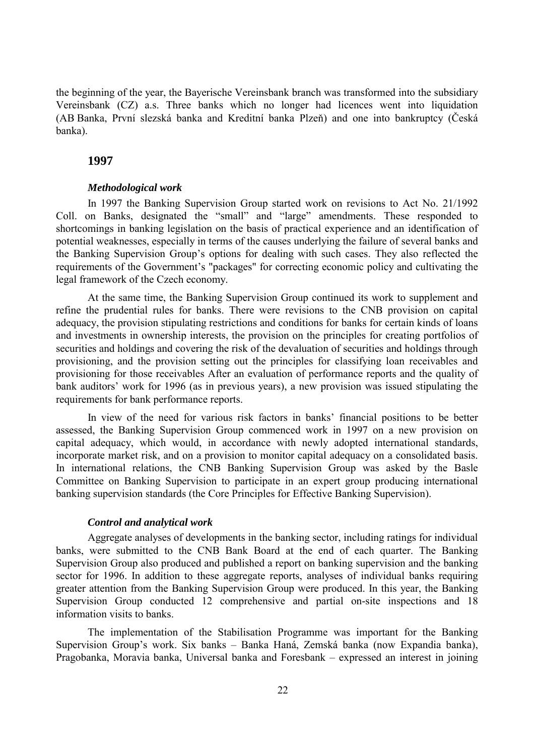the beginning of the year, the Bayerische Vereinsbank branch was transformed into the subsidiary Vereinsbank (CZ) a.s. Three banks which no longer had licences went into liquidation (AB Banka, První slezská banka and Kreditní banka Plzeň) and one into bankruptcy (Česká banka).

## 1997

### *Methodological work*

In 1997 the Banking Supervision Group started work on revisions to Act No. 21/1992 Coll. on Banks, designated the "small" and "large" amendments. These responded to shortcomings in banking legislation on the basis of practical experience and an identification of potential weaknesses, especially in terms of the causes underlying the failure of several banks and the Banking Supervision Group's options for dealing with such cases. They also reflected the requirements of the Government's "packages" for correcting economic policy and cultivating the legal framework of the Czech economy.

At the same time, the Banking Supervision Group continued its work to supplement and refine the prudential rules for banks. There were revisions to the CNB provision on capital adequacy, the provision stipulating restrictions and conditions for banks for certain kinds of loans and investments in ownership interests, the provision on the principles for creating portfolios of securities and holdings and covering the risk of the devaluation of securities and holdings through provisioning, and the provision setting out the principles for classifying loan receivables and provisioning for those receivables After an evaluation of performance reports and the quality of bank auditors' work for 1996 (as in previous years), a new provision was issued stipulating the requirements for bank performance reports.

In view of the need for various risk factors in banks' financial positions to be better assessed, the Banking Supervision Group commenced work in 1997 on a new provision on capital adequacy, which would, in accordance with newly adopted international standards, incorporate market risk, and on a provision to monitor capital adequacy on a consolidated basis. In international relations, the CNB Banking Supervision Group was asked by the Basle Committee on Banking Supervision to participate in an expert group producing international banking supervision standards (the Core Principles for Effective Banking Supervision).

### *Control and analytical work*

Aggregate analyses of developments in the banking sector, including ratings for individual banks, were submitted to the CNB Bank Board at the end of each quarter. The Banking Supervision Group also produced and published a report on banking supervision and the banking sector for 1996. In addition to these aggregate reports, analyses of individual banks requiring greater attention from the Banking Supervision Group were produced. In this year, the Banking Supervision Group conducted 12 comprehensive and partial on-site inspections and 18 information visits to banks.

The implementation of the Stabilisation Programme was important for the Banking Supervision Group's work. Six banks – Banka Haná, Zemská banka (now Expandia banka), Pragobanka, Moravia banka, Universal banka and Foresbank – expressed an interest in joining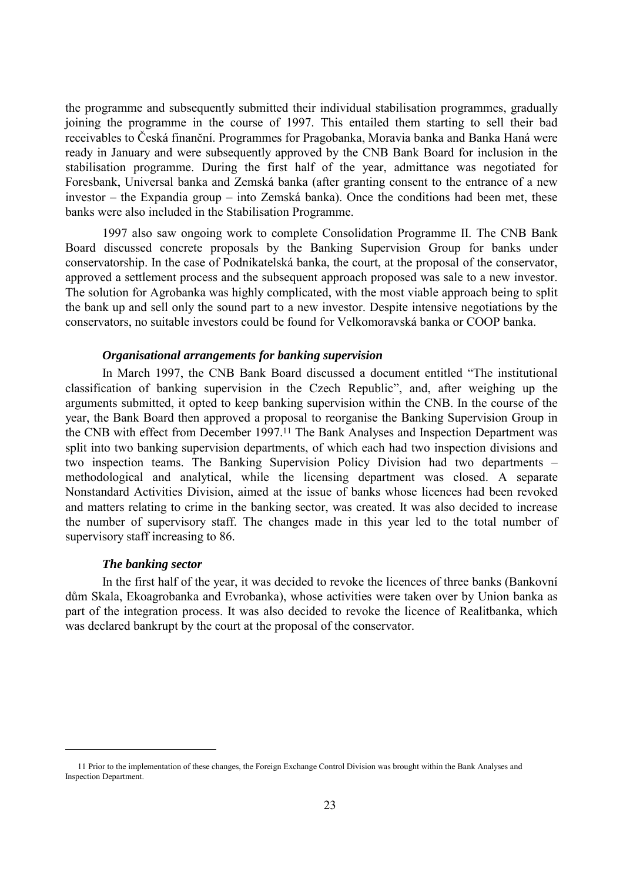the programme and subsequently submitted their individual stabilisation programmes, gradually joining the programme in the course of 1997. This entailed them starting to sell their bad receivables to Česká finanční. Programmes for Pragobanka, Moravia banka and Banka Haná were ready in January and were subsequently approved by the CNB Bank Board for inclusion in the stabilisation programme. During the first half of the year, admittance was negotiated for Foresbank, Universal banka and Zemská banka (after granting consent to the entrance of a new investor – the Expandia group – into Zemská banka). Once the conditions had been met, these banks were also included in the Stabilisation Programme.

1997 also saw ongoing work to complete Consolidation Programme II. The CNB Bank Board discussed concrete proposals by the Banking Supervision Group for banks under conservatorship. In the case of Podnikatelská banka, the court, at the proposal of the conservator, approved a settlement process and the subsequent approach proposed was sale to a new investor. The solution for Agrobanka was highly complicated, with the most viable approach being to split the bank up and sell only the sound part to a new investor. Despite intensive negotiations by the conservators, no suitable investors could be found for Velkomoravská banka or COOP banka.

***Organisational arrangements for banking supervision***

In March 1997, the CNB Bank Board discussed a document entitled "The institutional classification of banking supervision in the Czech Republic", and, after weighing up the arguments submitted, it opted to keep banking supervision within the CNB. In the course of the year, the Bank Board then approved a proposal to reorganise the Banking Supervision Group in the CNB with effect from December 1997.[11] The Bank Analyses and Inspection Department was split into two banking supervision departments, of which each had two inspection divisions and two inspection teams. The Banking Supervision Policy Division had two departments – methodological and analytical, while the licensing department was closed. A separate Nonstandard Activities Division, aimed at the issue of banks whose licences had been revoked and matters relating to crime in the banking sector, was created. It was also decided to increase the number of supervisory staff. The changes made in this year led to the total number of supervisory staff increasing to 86.

***The banking sector***

In the first half of the year, it was decided to revoke the licences of three banks (Bankovní dům Skala, Ekoagrobanka and Evrobanka), whose activities were taken over by Union banka as part of the integration process. It was also decided to revoke the licence of Realitbanka, which was declared bankrupt by the court at the proposal of the conservator.

---

[11] Prior to the implementation of these changes, the Foreign Exchange Control Division was brought within the Bank Analyses and Inspection Department.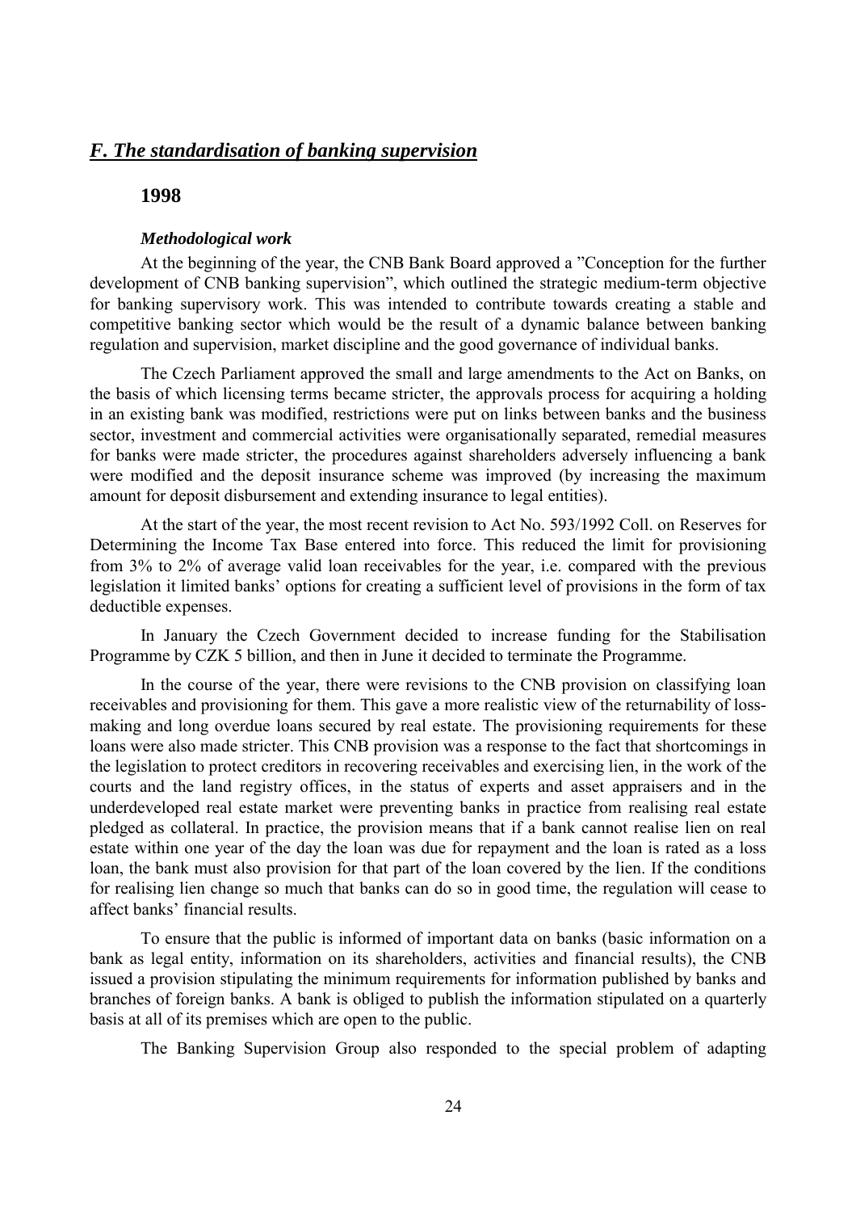## *F. The standardisation of banking supervision*

### 1998

#### *Methodological work*

At the beginning of the year, the CNB Bank Board approved a "Conception for the further development of CNB banking supervision", which outlined the strategic medium-term objective for banking supervisory work. This was intended to contribute towards creating a stable and competitive banking sector which would be the result of a dynamic balance between banking regulation and supervision, market discipline and the good governance of individual banks.

The Czech Parliament approved the small and large amendments to the Act on Banks, on the basis of which licensing terms became stricter, the approvals process for acquiring a holding in an existing bank was modified, restrictions were put on links between banks and the business sector, investment and commercial activities were organisationally separated, remedial measures for banks were made stricter, the procedures against shareholders adversely influencing a bank were modified and the deposit insurance scheme was improved (by increasing the maximum amount for deposit disbursement and extending insurance to legal entities).

At the start of the year, the most recent revision to Act No. 593/1992 Coll. on Reserves for Determining the Income Tax Base entered into force. This reduced the limit for provisioning from 3% to 2% of average valid loan receivables for the year, i.e. compared with the previous legislation it limited banks' options for creating a sufficient level of provisions in the form of tax deductible expenses.

In January the Czech Government decided to increase funding for the Stabilisation Programme by CZK 5 billion, and then in June it decided to terminate the Programme.

In the course of the year, there were revisions to the CNB provision on classifying loan receivables and provisioning for them. This gave a more realistic view of the returnability of loss-making and long overdue loans secured by real estate. The provisioning requirements for these loans were also made stricter. This CNB provision was a response to the fact that shortcomings in the legislation to protect creditors in recovering receivables and exercising lien, in the work of the courts and the land registry offices, in the status of experts and asset appraisers and in the underdeveloped real estate market were preventing banks in practice from realising real estate pledged as collateral. In practice, the provision means that if a bank cannot realise lien on real estate within one year of the day the loan was due for repayment and the loan is rated as a loss loan, the bank must also provision for that part of the loan covered by the lien. If the conditions for realising lien change so much that banks can do so in good time, the regulation will cease to affect banks' financial results.

To ensure that the public is informed of important data on banks (basic information on a bank as legal entity, information on its shareholders, activities and financial results), the CNB issued a provision stipulating the minimum requirements for information published by banks and branches of foreign banks. A bank is obliged to publish the information stipulated on a quarterly basis at all of its premises which are open to the public.

The Banking Supervision Group also responded to the special problem of adapting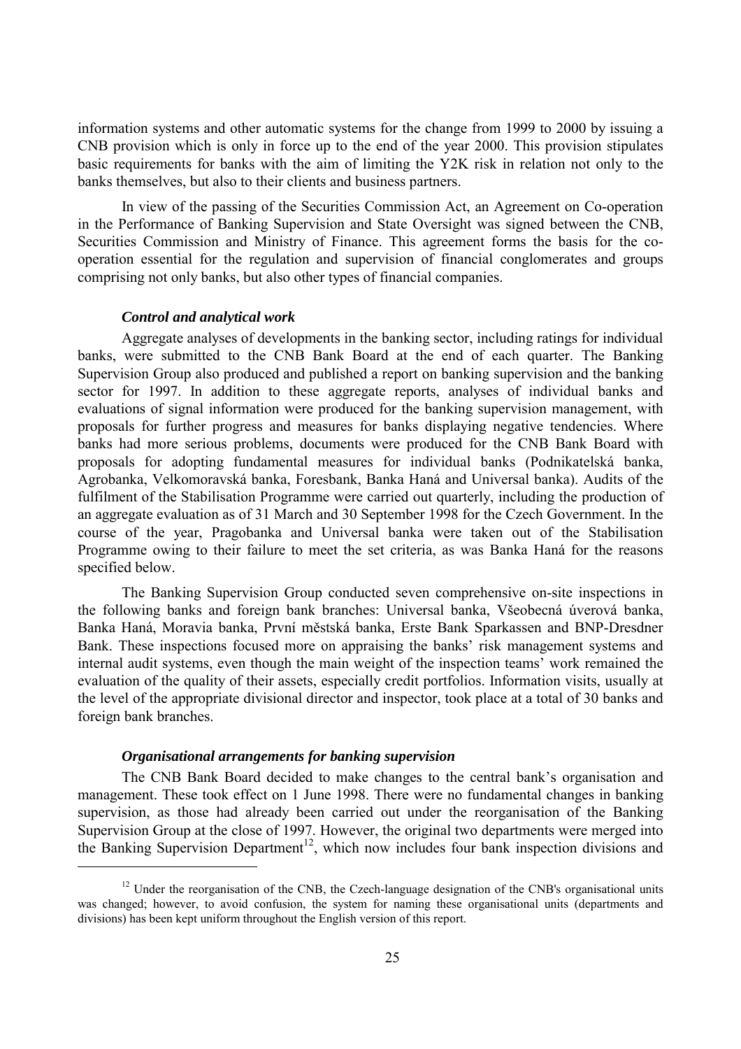information systems and other automatic systems for the change from 1999 to 2000 by issuing a CNB provision which is only in force up to the end of the year 2000. This provision stipulates basic requirements for banks with the aim of limiting the Y2K risk in relation not only to the banks themselves, but also to their clients and business partners.

In view of the passing of the Securities Commission Act, an Agreement on Co-operation in the Performance of Banking Supervision and State Oversight was signed between the CNB, Securities Commission and Ministry of Finance. This agreement forms the basis for the co-operation essential for the regulation and supervision of financial conglomerates and groups comprising not only banks, but also other types of financial companies.

***Control and analytical work***

Aggregate analyses of developments in the banking sector, including ratings for individual banks, were submitted to the CNB Bank Board at the end of each quarter. The Banking Supervision Group also produced and published a report on banking supervision and the banking sector for 1997. In addition to these aggregate reports, analyses of individual banks and evaluations of signal information were produced for the banking supervision management, with proposals for further progress and measures for banks displaying negative tendencies. Where banks had more serious problems, documents were produced for the CNB Bank Board with proposals for adopting fundamental measures for individual banks (Podnikatelská banka, Agrobanka, Velkomoravská banka, Foresbank, Banka Haná and Universal banka). Audits of the fulfilment of the Stabilisation Programme were carried out quarterly, including the production of an aggregate evaluation as of 31 March and 30 September 1998 for the Czech Government. In the course of the year, Pragobanka and Universal banka were taken out of the Stabilisation Programme owing to their failure to meet the set criteria, as was Banka Haná for the reasons specified below.

The Banking Supervision Group conducted seven comprehensive on-site inspections in the following banks and foreign bank branches: Universal banka, Všeobecná úverová banka, Banka Haná, Moravia banka, První městská banka, Erste Bank Sparkassen and BNP-Dresdner Bank. These inspections focused more on appraising the banks' risk management systems and internal audit systems, even though the main weight of the inspection teams' work remained the evaluation of the quality of their assets, especially credit portfolios. Information visits, usually at the level of the appropriate divisional director and inspector, took place at a total of 30 banks and foreign bank branches.

***Organisational arrangements for banking supervision***

The CNB Bank Board decided to make changes to the central bank's organisation and management. These took effect on 1 June 1998. There were no fundamental changes in banking supervision, as those had already been carried out under the reorganisation of the Banking Supervision Group at the close of 1997. However, the original two departments were merged into the Banking Supervision Department[12], which now includes four bank inspection divisions and

[12] Under the reorganisation of the CNB, the Czech-language designation of the CNB's organisational units was changed; however, to avoid confusion, the system for naming these organisational units (departments and divisions) has been kept uniform throughout the English version of this report.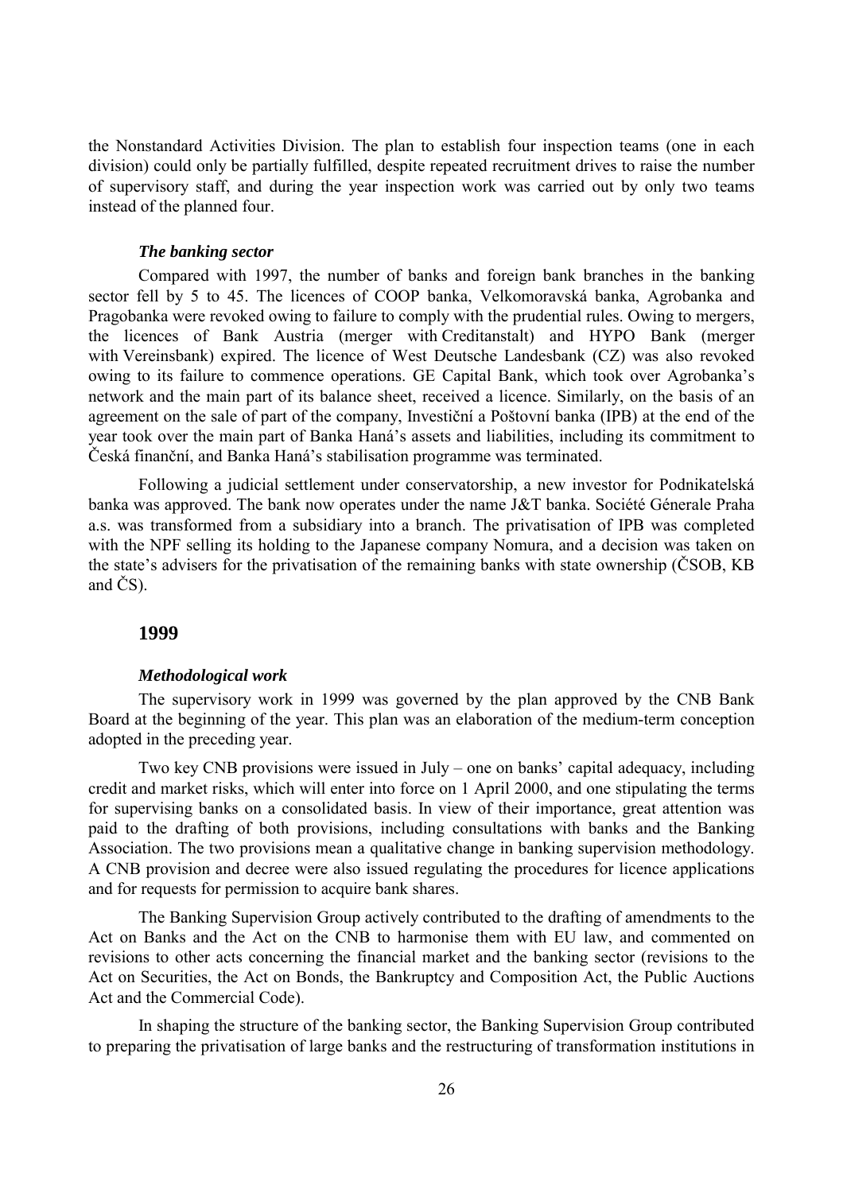the Nonstandard Activities Division. The plan to establish four inspection teams (one in each division) could only be partially fulfilled, despite repeated recruitment drives to raise the number of supervisory staff, and during the year inspection work was carried out by only two teams instead of the planned four.

### *The banking sector*

Compared with 1997, the number of banks and foreign bank branches in the banking sector fell by 5 to 45. The licences of COOP banka, Velkomoravská banka, Agrobanka and Pragobanka were revoked owing to failure to comply with the prudential rules. Owing to mergers, the licences of Bank Austria (merger with Creditanstalt) and HYPO Bank (merger with Vereinsbank) expired. The licence of West Deutsche Landesbank (CZ) was also revoked owing to its failure to commence operations. GE Capital Bank, which took over Agrobanka's network and the main part of its balance sheet, received a licence. Similarly, on the basis of an agreement on the sale of part of the company, Investiční a Poštovní banka (IPB) at the end of the year took over the main part of Banka Haná's assets and liabilities, including its commitment to Česká finanční, and Banka Haná's stabilisation programme was terminated.

Following a judicial settlement under conservatorship, a new investor for Podnikatelská banka was approved. The bank now operates under the name J&T banka. Société Génerale Praha a.s. was transformed from a subsidiary into a branch. The privatisation of IPB was completed with the NPF selling its holding to the Japanese company Nomura, and a decision was taken on the state's advisers for the privatisation of the remaining banks with state ownership (ČSOB, KB and ČS).

## 1999

### *Methodological work*

The supervisory work in 1999 was governed by the plan approved by the CNB Bank Board at the beginning of the year. This plan was an elaboration of the medium-term conception adopted in the preceding year.

Two key CNB provisions were issued in July – one on banks' capital adequacy, including credit and market risks, which will enter into force on 1 April 2000, and one stipulating the terms for supervising banks on a consolidated basis. In view of their importance, great attention was paid to the drafting of both provisions, including consultations with banks and the Banking Association. The two provisions mean a qualitative change in banking supervision methodology. A CNB provision and decree were also issued regulating the procedures for licence applications and for requests for permission to acquire bank shares.

The Banking Supervision Group actively contributed to the drafting of amendments to the Act on Banks and the Act on the CNB to harmonise them with EU law, and commented on revisions to other acts concerning the financial market and the banking sector (revisions to the Act on Securities, the Act on Bonds, the Bankruptcy and Composition Act, the Public Auctions Act and the Commercial Code).

In shaping the structure of the banking sector, the Banking Supervision Group contributed to preparing the privatisation of large banks and the restructuring of transformation institutions in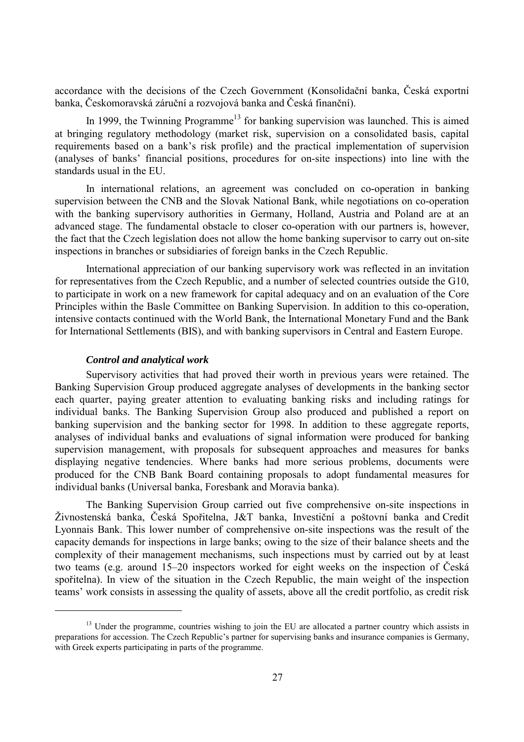accordance with the decisions of the Czech Government (Konsolidační banka, Česká exportní banka, Českomoravská záruční a rozvojová banka and Česká finanční).

In 1999, the Twinning Programme[13] for banking supervision was launched. This is aimed at bringing regulatory methodology (market risk, supervision on a consolidated basis, capital requirements based on a bank's risk profile) and the practical implementation of supervision (analyses of banks' financial positions, procedures for on-site inspections) into line with the standards usual in the EU.

In international relations, an agreement was concluded on co-operation in banking supervision between the CNB and the Slovak National Bank, while negotiations on co-operation with the banking supervisory authorities in Germany, Holland, Austria and Poland are at an advanced stage. The fundamental obstacle to closer co-operation with our partners is, however, the fact that the Czech legislation does not allow the home banking supervisor to carry out on-site inspections in branches or subsidiaries of foreign banks in the Czech Republic.

International appreciation of our banking supervisory work was reflected in an invitation for representatives from the Czech Republic, and a number of selected countries outside the G10, to participate in work on a new framework for capital adequacy and on an evaluation of the Core Principles within the Basle Committee on Banking Supervision. In addition to this co-operation, intensive contacts continued with the World Bank, the International Monetary Fund and the Bank for International Settlements (BIS), and with banking supervisors in Central and Eastern Europe.

***Control and analytical work***

Supervisory activities that had proved their worth in previous years were retained. The Banking Supervision Group produced aggregate analyses of developments in the banking sector each quarter, paying greater attention to evaluating banking risks and including ratings for individual banks. The Banking Supervision Group also produced and published a report on banking supervision and the banking sector for 1998. In addition to these aggregate reports, analyses of individual banks and evaluations of signal information were produced for banking supervision management, with proposals for subsequent approaches and measures for banks displaying negative tendencies. Where banks had more serious problems, documents were produced for the CNB Bank Board containing proposals to adopt fundamental measures for individual banks (Universal banka, Foresbank and Moravia banka).

The Banking Supervision Group carried out five comprehensive on-site inspections in Živnostenská banka, Česká Spořitelna, J&T banka, Investiční a poštovní banka and Credit Lyonnais Bank. This lower number of comprehensive on-site inspections was the result of the capacity demands for inspections in large banks; owing to the size of their balance sheets and the complexity of their management mechanisms, such inspections must by carried out by at least two teams (e.g. around 15–20 inspectors worked for eight weeks on the inspection of Česká spořitelna). In view of the situation in the Czech Republic, the main weight of the inspection teams' work consists in assessing the quality of assets, above all the credit portfolio, as credit risk

[13] Under the programme, countries wishing to join the EU are allocated a partner country which assists in preparations for accession. The Czech Republic's partner for supervising banks and insurance companies is Germany, with Greek experts participating in parts of the programme.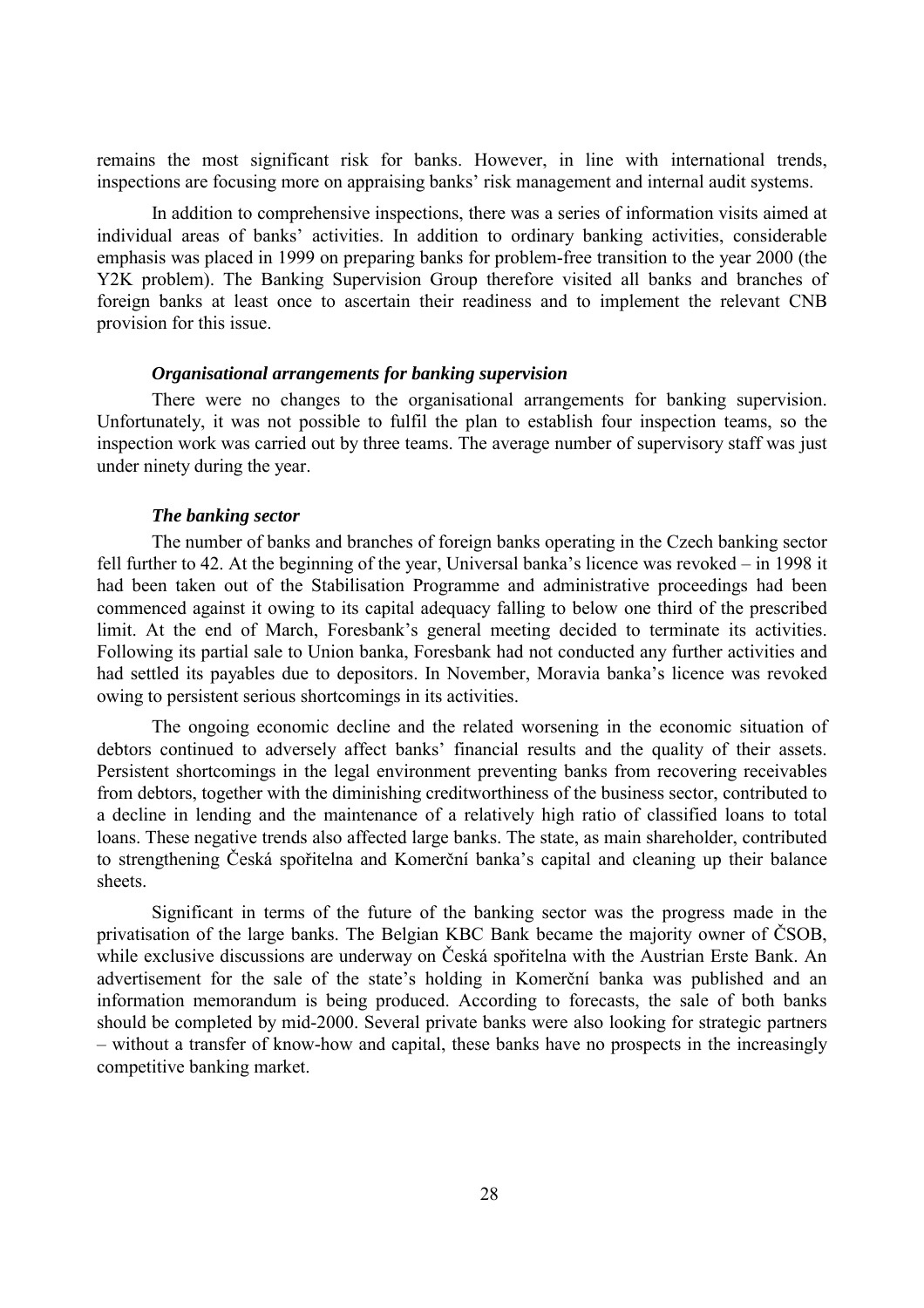remains the most significant risk for banks. However, in line with international trends, inspections are focusing more on appraising banks' risk management and internal audit systems.

In addition to comprehensive inspections, there was a series of information visits aimed at individual areas of banks' activities. In addition to ordinary banking activities, considerable emphasis was placed in 1999 on preparing banks for problem-free transition to the year 2000 (the Y2K problem). The Banking Supervision Group therefore visited all banks and branches of foreign banks at least once to ascertain their readiness and to implement the relevant CNB provision for this issue.

### *Organisational arrangements for banking supervision*

There were no changes to the organisational arrangements for banking supervision. Unfortunately, it was not possible to fulfil the plan to establish four inspection teams, so the inspection work was carried out by three teams. The average number of supervisory staff was just under ninety during the year.

### *The banking sector*

The number of banks and branches of foreign banks operating in the Czech banking sector fell further to 42. At the beginning of the year, Universal banka's licence was revoked – in 1998 it had been taken out of the Stabilisation Programme and administrative proceedings had been commenced against it owing to its capital adequacy falling to below one third of the prescribed limit. At the end of March, Foresbank's general meeting decided to terminate its activities. Following its partial sale to Union banka, Foresbank had not conducted any further activities and had settled its payables due to depositors. In November, Moravia banka's licence was revoked owing to persistent serious shortcomings in its activities.

The ongoing economic decline and the related worsening in the economic situation of debtors continued to adversely affect banks' financial results and the quality of their assets. Persistent shortcomings in the legal environment preventing banks from recovering receivables from debtors, together with the diminishing creditworthiness of the business sector, contributed to a decline in lending and the maintenance of a relatively high ratio of classified loans to total loans. These negative trends also affected large banks. The state, as main shareholder, contributed to strengthening Česká spořitelna and Komerční banka's capital and cleaning up their balance sheets.

Significant in terms of the future of the banking sector was the progress made in the privatisation of the large banks. The Belgian KBC Bank became the majority owner of ČSOB, while exclusive discussions are underway on Česká spořitelna with the Austrian Erste Bank. An advertisement for the sale of the state's holding in Komerční banka was published and an information memorandum is being produced. According to forecasts, the sale of both banks should be completed by mid-2000. Several private banks were also looking for strategic partners – without a transfer of know-how and capital, these banks have no prospects in the increasingly competitive banking market.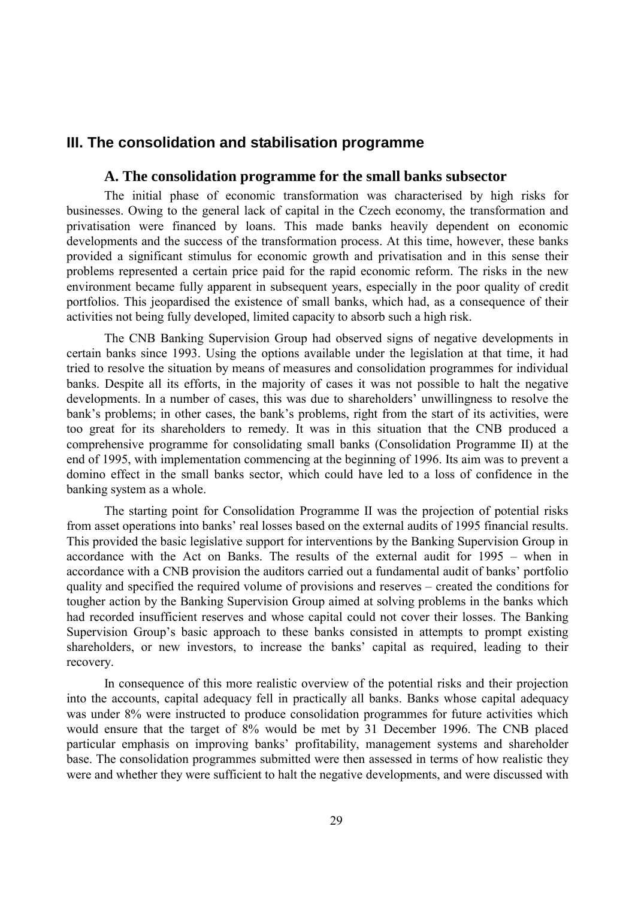## III. The consolidation and stabilisation programme

### A. The consolidation programme for the small banks subsector

The initial phase of economic transformation was characterised by high risks for businesses. Owing to the general lack of capital in the Czech economy, the transformation and privatisation were financed by loans. This made banks heavily dependent on economic developments and the success of the transformation process. At this time, however, these banks provided a significant stimulus for economic growth and privatisation and in this sense their problems represented a certain price paid for the rapid economic reform. The risks in the new environment became fully apparent in subsequent years, especially in the poor quality of credit portfolios. This jeopardised the existence of small banks, which had, as a consequence of their activities not being fully developed, limited capacity to absorb such a high risk.

The CNB Banking Supervision Group had observed signs of negative developments in certain banks since 1993. Using the options available under the legislation at that time, it had tried to resolve the situation by means of measures and consolidation programmes for individual banks. Despite all its efforts, in the majority of cases it was not possible to halt the negative developments. In a number of cases, this was due to shareholders' unwillingness to resolve the bank's problems; in other cases, the bank's problems, right from the start of its activities, were too great for its shareholders to remedy. It was in this situation that the CNB produced a comprehensive programme for consolidating small banks (Consolidation Programme II) at the end of 1995, with implementation commencing at the beginning of 1996. Its aim was to prevent a domino effect in the small banks sector, which could have led to a loss of confidence in the banking system as a whole.

The starting point for Consolidation Programme II was the projection of potential risks from asset operations into banks' real losses based on the external audits of 1995 financial results. This provided the basic legislative support for interventions by the Banking Supervision Group in accordance with the Act on Banks. The results of the external audit for 1995 – when in accordance with a CNB provision the auditors carried out a fundamental audit of banks' portfolio quality and specified the required volume of provisions and reserves – created the conditions for tougher action by the Banking Supervision Group aimed at solving problems in the banks which had recorded insufficient reserves and whose capital could not cover their losses. The Banking Supervision Group's basic approach to these banks consisted in attempts to prompt existing shareholders, or new investors, to increase the banks' capital as required, leading to their recovery.

In consequence of this more realistic overview of the potential risks and their projection into the accounts, capital adequacy fell in practically all banks. Banks whose capital adequacy was under 8% were instructed to produce consolidation programmes for future activities which would ensure that the target of 8% would be met by 31 December 1996. The CNB placed particular emphasis on improving banks' profitability, management systems and shareholder base. The consolidation programmes submitted were then assessed in terms of how realistic they were and whether they were sufficient to halt the negative developments, and were discussed with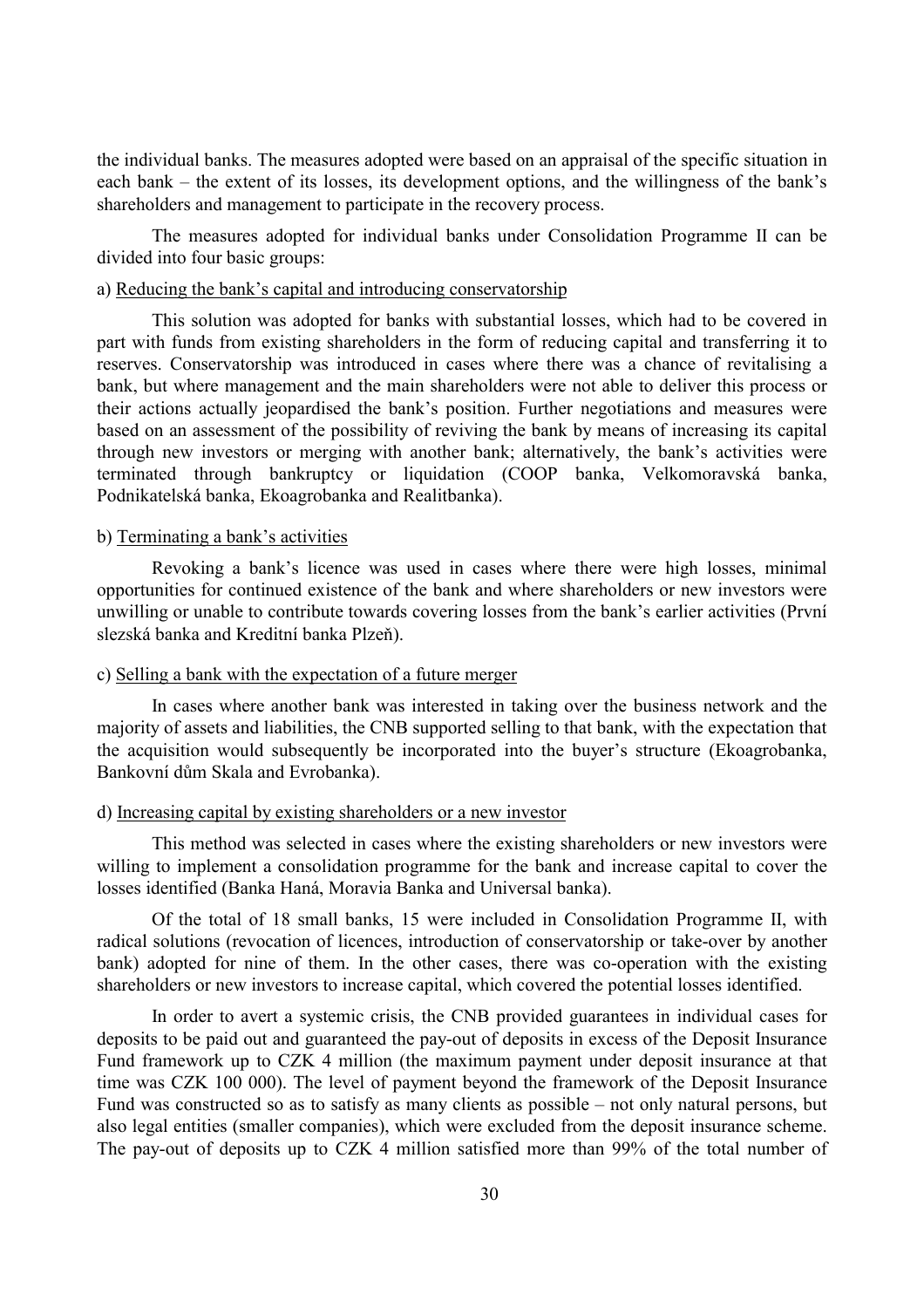the individual banks. The measures adopted were based on an appraisal of the specific situation in each bank – the extent of its losses, its development options, and the willingness of the bank's shareholders and management to participate in the recovery process.

The measures adopted for individual banks under Consolidation Programme II can be divided into four basic groups:

a) Reducing the bank's capital and introducing conservatorship

This solution was adopted for banks with substantial losses, which had to be covered in part with funds from existing shareholders in the form of reducing capital and transferring it to reserves. Conservatorship was introduced in cases where there was a chance of revitalising a bank, but where management and the main shareholders were not able to deliver this process or their actions actually jeopardised the bank's position. Further negotiations and measures were based on an assessment of the possibility of reviving the bank by means of increasing its capital through new investors or merging with another bank; alternatively, the bank's activities were terminated through bankruptcy or liquidation (COOP banka, Velkomoravská banka, Podnikatelská banka, Ekoagrobanka and Realitbanka).

b) Terminating a bank's activities

Revoking a bank's licence was used in cases where there were high losses, minimal opportunities for continued existence of the bank and where shareholders or new investors were unwilling or unable to contribute towards covering losses from the bank's earlier activities (První slezská banka and Kreditní banka Plzeň).

c) Selling a bank with the expectation of a future merger

In cases where another bank was interested in taking over the business network and the majority of assets and liabilities, the CNB supported selling to that bank, with the expectation that the acquisition would subsequently be incorporated into the buyer's structure (Ekoagrobanka, Bankovní dům Skala and Evrobanka).

d) Increasing capital by existing shareholders or a new investor

This method was selected in cases where the existing shareholders or new investors were willing to implement a consolidation programme for the bank and increase capital to cover the losses identified (Banka Haná, Moravia Banka and Universal banka).

Of the total of 18 small banks, 15 were included in Consolidation Programme II, with radical solutions (revocation of licences, introduction of conservatorship or take-over by another bank) adopted for nine of them. In the other cases, there was co-operation with the existing shareholders or new investors to increase capital, which covered the potential losses identified.

In order to avert a systemic crisis, the CNB provided guarantees in individual cases for deposits to be paid out and guaranteed the pay-out of deposits in excess of the Deposit Insurance Fund framework up to CZK 4 million (the maximum payment under deposit insurance at that time was CZK 100 000). The level of payment beyond the framework of the Deposit Insurance Fund was constructed so as to satisfy as many clients as possible – not only natural persons, but also legal entities (smaller companies), which were excluded from the deposit insurance scheme. The pay-out of deposits up to CZK 4 million satisfied more than 99% of the total number of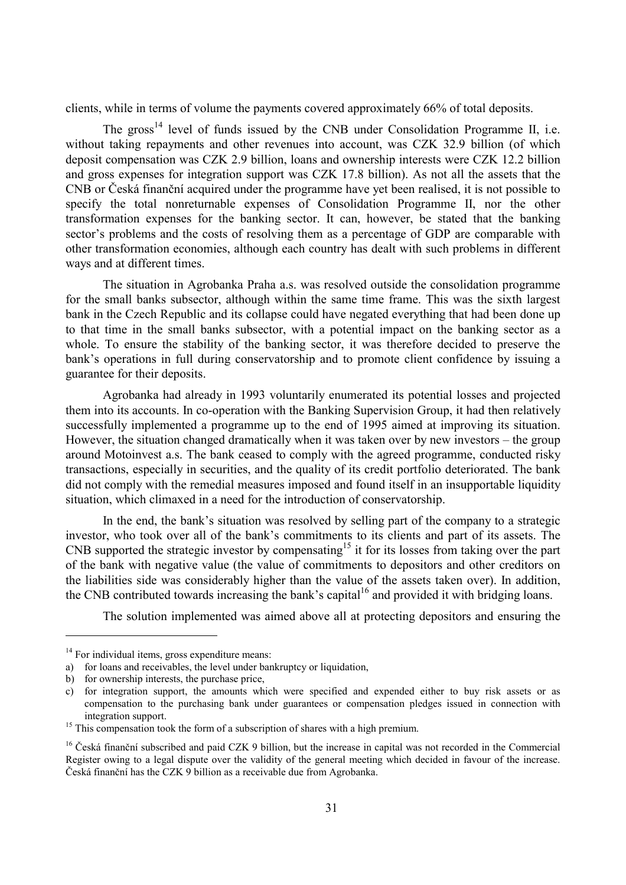clients, while in terms of volume the payments covered approximately 66% of total deposits.

The gross[14] level of funds issued by the CNB under Consolidation Programme II, i.e. without taking repayments and other revenues into account, was CZK 32.9 billion (of which deposit compensation was CZK 2.9 billion, loans and ownership interests were CZK 12.2 billion and gross expenses for integration support was CZK 17.8 billion). As not all the assets that the CNB or Česká finanční acquired under the programme have yet been realised, it is not possible to specify the total nonreturnable expenses of Consolidation Programme II, nor the other transformation expenses for the banking sector. It can, however, be stated that the banking sector's problems and the costs of resolving them as a percentage of GDP are comparable with other transformation economies, although each country has dealt with such problems in different ways and at different times.

The situation in Agrobanka Praha a.s. was resolved outside the consolidation programme for the small banks subsector, although within the same time frame. This was the sixth largest bank in the Czech Republic and its collapse could have negated everything that had been done up to that time in the small banks subsector, with a potential impact on the banking sector as a whole. To ensure the stability of the banking sector, it was therefore decided to preserve the bank's operations in full during conservatorship and to promote client confidence by issuing a guarantee for their deposits.

Agrobanka had already in 1993 voluntarily enumerated its potential losses and projected them into its accounts. In co-operation with the Banking Supervision Group, it had then relatively successfully implemented a programme up to the end of 1995 aimed at improving its situation. However, the situation changed dramatically when it was taken over by new investors – the group around Motoinvest a.s. The bank ceased to comply with the agreed programme, conducted risky transactions, especially in securities, and the quality of its credit portfolio deteriorated. The bank did not comply with the remedial measures imposed and found itself in an insupportable liquidity situation, which climaxed in a need for the introduction of conservatorship.

In the end, the bank's situation was resolved by selling part of the company to a strategic investor, who took over all of the bank's commitments to its clients and part of its assets. The CNB supported the strategic investor by compensating[15] it for its losses from taking over the part of the bank with negative value (the value of commitments to depositors and other creditors on the liabilities side was considerably higher than the value of the assets taken over). In addition, the CNB contributed towards increasing the bank's capital[16] and provided it with bridging loans.

The solution implemented was aimed above all at protecting depositors and ensuring the

---

[14] For individual items, gross expenditure means:
a) for loans and receivables, the level under bankruptcy or liquidation,
b) for ownership interests, the purchase price,
c) for integration support, the amounts which were specified and expended either to buy risk assets or as compensation to the purchasing bank under guarantees or compensation pledges issued in connection with integration support.

[15] This compensation took the form of a subscription of shares with a high premium.

[16] Česká finanční subscribed and paid CZK 9 billion, but the increase in capital was not recorded in the Commercial Register owing to a legal dispute over the validity of the general meeting which decided in favour of the increase. Česká finanční has the CZK 9 billion as a receivable due from Agrobanka.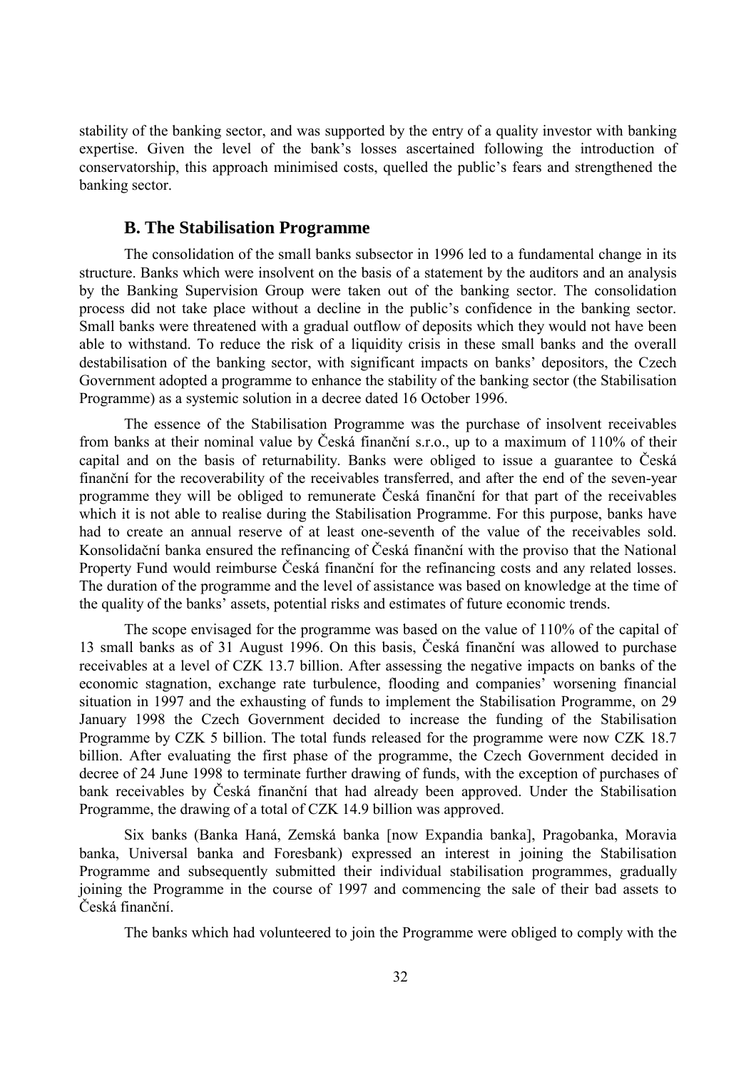stability of the banking sector, and was supported by the entry of a quality investor with banking expertise. Given the level of the bank's losses ascertained following the introduction of conservatorship, this approach minimised costs, quelled the public's fears and strengthened the banking sector.

## B. The Stabilisation Programme

The consolidation of the small banks subsector in 1996 led to a fundamental change in its structure. Banks which were insolvent on the basis of a statement by the auditors and an analysis by the Banking Supervision Group were taken out of the banking sector. The consolidation process did not take place without a decline in the public's confidence in the banking sector. Small banks were threatened with a gradual outflow of deposits which they would not have been able to withstand. To reduce the risk of a liquidity crisis in these small banks and the overall destabilisation of the banking sector, with significant impacts on banks' depositors, the Czech Government adopted a programme to enhance the stability of the banking sector (the Stabilisation Programme) as a systemic solution in a decree dated 16 October 1996.

The essence of the Stabilisation Programme was the purchase of insolvent receivables from banks at their nominal value by Česká finanční s.r.o., up to a maximum of 110% of their capital and on the basis of returnability. Banks were obliged to issue a guarantee to Česká finanční for the recoverability of the receivables transferred, and after the end of the seven-year programme they will be obliged to remunerate Česká finanční for that part of the receivables which it is not able to realise during the Stabilisation Programme. For this purpose, banks have had to create an annual reserve of at least one-seventh of the value of the receivables sold. Konsolidační banka ensured the refinancing of Česká finanční with the proviso that the National Property Fund would reimburse Česká finanční for the refinancing costs and any related losses. The duration of the programme and the level of assistance was based on knowledge at the time of the quality of the banks' assets, potential risks and estimates of future economic trends.

The scope envisaged for the programme was based on the value of 110% of the capital of 13 small banks as of 31 August 1996. On this basis, Česká finanční was allowed to purchase receivables at a level of CZK 13.7 billion. After assessing the negative impacts on banks of the economic stagnation, exchange rate turbulence, flooding and companies' worsening financial situation in 1997 and the exhausting of funds to implement the Stabilisation Programme, on 29 January 1998 the Czech Government decided to increase the funding of the Stabilisation Programme by CZK 5 billion. The total funds released for the programme were now CZK 18.7 billion. After evaluating the first phase of the programme, the Czech Government decided in decree of 24 June 1998 to terminate further drawing of funds, with the exception of purchases of bank receivables by Česká finanční that had already been approved. Under the Stabilisation Programme, the drawing of a total of CZK 14.9 billion was approved.

Six banks (Banka Haná, Zemská banka [now Expandia banka], Pragobanka, Moravia banka, Universal banka and Foresbank) expressed an interest in joining the Stabilisation Programme and subsequently submitted their individual stabilisation programmes, gradually joining the Programme in the course of 1997 and commencing the sale of their bad assets to Česká finanční.

The banks which had volunteered to join the Programme were obliged to comply with the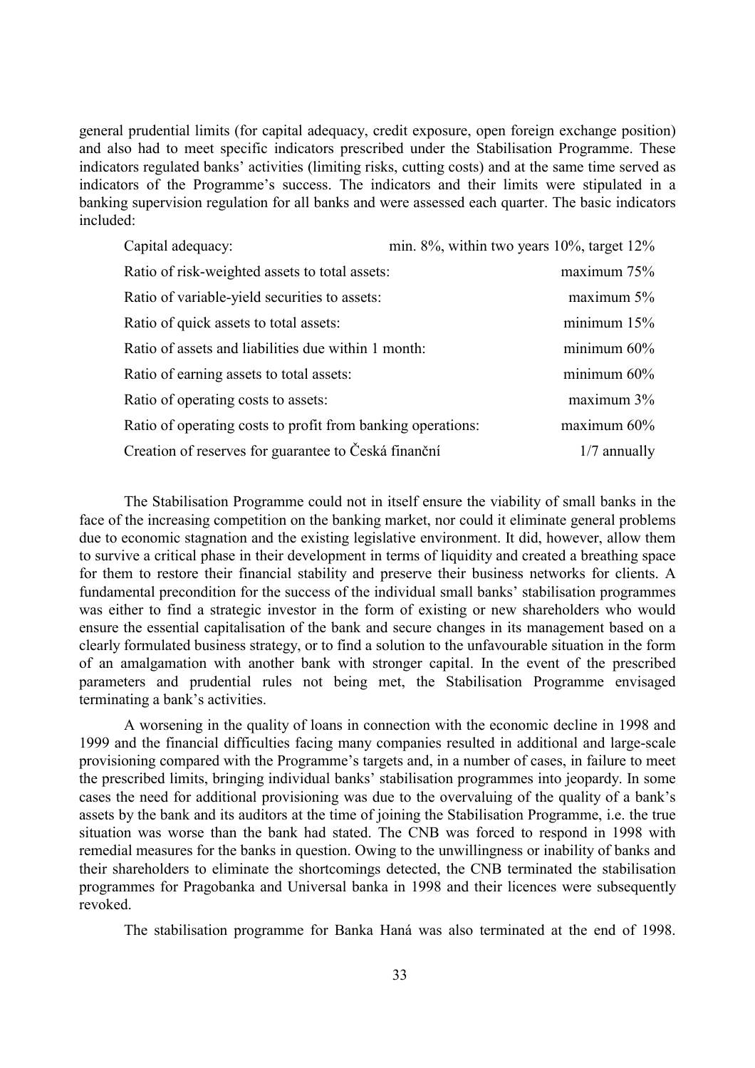general prudential limits (for capital adequacy, credit exposure, open foreign exchange position) and also had to meet specific indicators prescribed under the Stabilisation Programme. These indicators regulated banks' activities (limiting risks, cutting costs) and at the same time served as indicators of the Programme's success. The indicators and their limits were stipulated in a banking supervision regulation for all banks and were assessed each quarter. The basic indicators included:

| | |
|---|---|
| Capital adequacy: | min. 8%, within two years 10%, target 12% |
| Ratio of risk-weighted assets to total assets: | maximum 75% |
| Ratio of variable-yield securities to assets: | maximum 5% |
| Ratio of quick assets to total assets: | minimum 15% |
| Ratio of assets and liabilities due within 1 month: | minimum 60% |
| Ratio of earning assets to total assets: | minimum 60% |
| Ratio of operating costs to assets: | maximum 3% |
| Ratio of operating costs to profit from banking operations: | maximum 60% |
| Creation of reserves for guarantee to Česká finanční | 1/7 annually |

The Stabilisation Programme could not in itself ensure the viability of small banks in the face of the increasing competition on the banking market, nor could it eliminate general problems due to economic stagnation and the existing legislative environment. It did, however, allow them to survive a critical phase in their development in terms of liquidity and created a breathing space for them to restore their financial stability and preserve their business networks for clients. A fundamental precondition for the success of the individual small banks' stabilisation programmes was either to find a strategic investor in the form of existing or new shareholders who would ensure the essential capitalisation of the bank and secure changes in its management based on a clearly formulated business strategy, or to find a solution to the unfavourable situation in the form of an amalgamation with another bank with stronger capital. In the event of the prescribed parameters and prudential rules not being met, the Stabilisation Programme envisaged terminating a bank's activities.

A worsening in the quality of loans in connection with the economic decline in 1998 and 1999 and the financial difficulties facing many companies resulted in additional and large-scale provisioning compared with the Programme's targets and, in a number of cases, in failure to meet the prescribed limits, bringing individual banks' stabilisation programmes into jeopardy. In some cases the need for additional provisioning was due to the overvaluing of the quality of a bank's assets by the bank and its auditors at the time of joining the Stabilisation Programme, i.e. the true situation was worse than the bank had stated. The CNB was forced to respond in 1998 with remedial measures for the banks in question. Owing to the unwillingness or inability of banks and their shareholders to eliminate the shortcomings detected, the CNB terminated the stabilisation programmes for Pragobanka and Universal banka in 1998 and their licences were subsequently revoked.

The stabilisation programme for Banka Haná was also terminated at the end of 1998.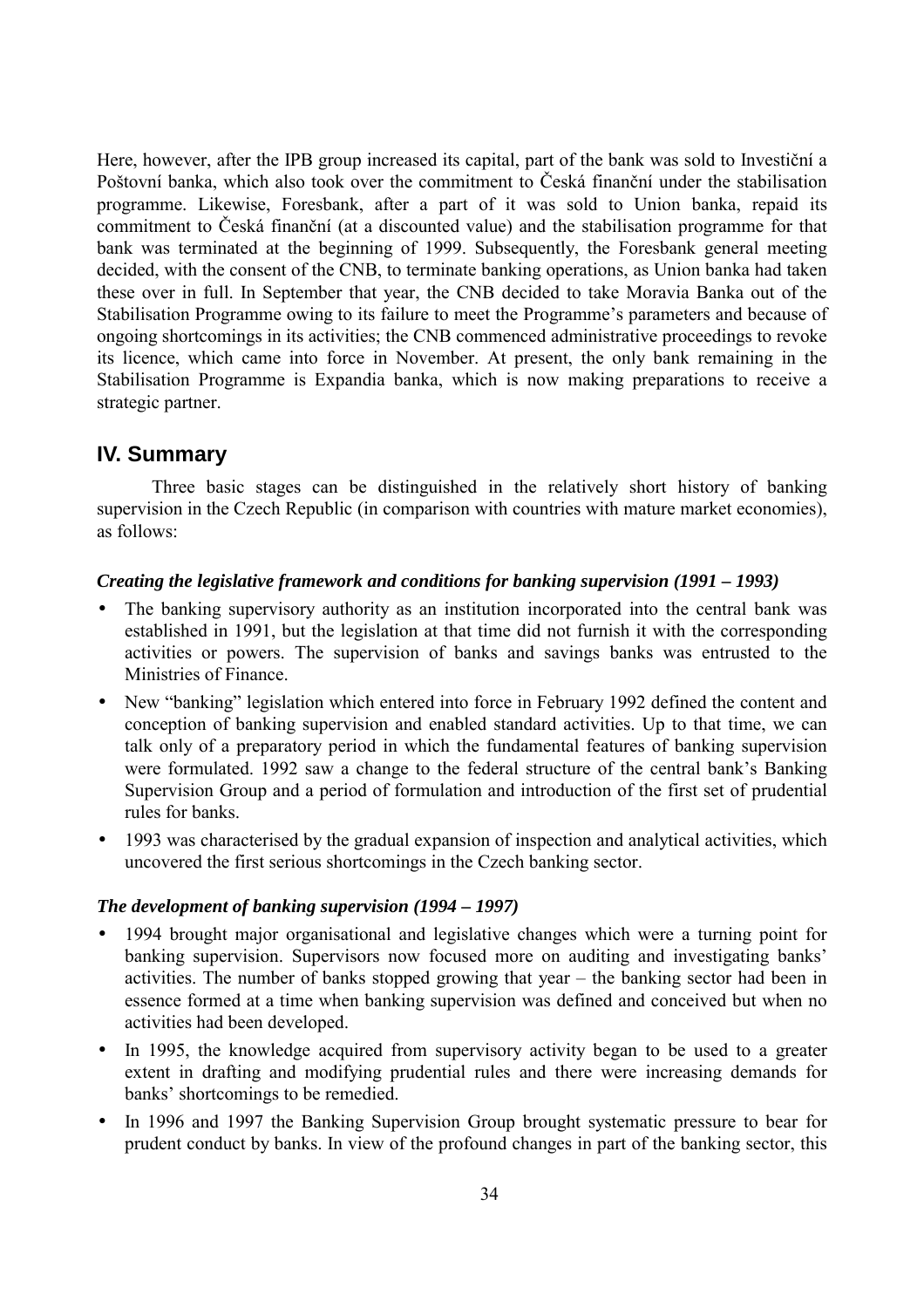Here, however, after the IPB group increased its capital, part of the bank was sold to Investiční a Poštovní banka, which also took over the commitment to Česká finanční under the stabilisation programme. Likewise, Foresbank, after a part of it was sold to Union banka, repaid its commitment to Česká finanční (at a discounted value) and the stabilisation programme for that bank was terminated at the beginning of 1999. Subsequently, the Foresbank general meeting decided, with the consent of the CNB, to terminate banking operations, as Union banka had taken these over in full. In September that year, the CNB decided to take Moravia Banka out of the Stabilisation Programme owing to its failure to meet the Programme's parameters and because of ongoing shortcomings in its activities; the CNB commenced administrative proceedings to revoke its licence, which came into force in November. At present, the only bank remaining in the Stabilisation Programme is Expandia banka, which is now making preparations to receive a strategic partner.

## IV. Summary

Three basic stages can be distinguished in the relatively short history of banking supervision in the Czech Republic (in comparison with countries with mature market economies), as follows:

***Creating the legislative framework and conditions for banking supervision (1991 – 1993)***

- The banking supervisory authority as an institution incorporated into the central bank was established in 1991, but the legislation at that time did not furnish it with the corresponding activities or powers. The supervision of banks and savings banks was entrusted to the Ministries of Finance.
- New "banking" legislation which entered into force in February 1992 defined the content and conception of banking supervision and enabled standard activities. Up to that time, we can talk only of a preparatory period in which the fundamental features of banking supervision were formulated. 1992 saw a change to the federal structure of the central bank's Banking Supervision Group and a period of formulation and introduction of the first set of prudential rules for banks.
- 1993 was characterised by the gradual expansion of inspection and analytical activities, which uncovered the first serious shortcomings in the Czech banking sector.

***The development of banking supervision (1994 – 1997)***

- 1994 brought major organisational and legislative changes which were a turning point for banking supervision. Supervisors now focused more on auditing and investigating banks' activities. The number of banks stopped growing that year – the banking sector had been in essence formed at a time when banking supervision was defined and conceived but when no activities had been developed.
- In 1995, the knowledge acquired from supervisory activity began to be used to a greater extent in drafting and modifying prudential rules and there were increasing demands for banks' shortcomings to be remedied.
- In 1996 and 1997 the Banking Supervision Group brought systematic pressure to bear for prudent conduct by banks. In view of the profound changes in part of the banking sector, this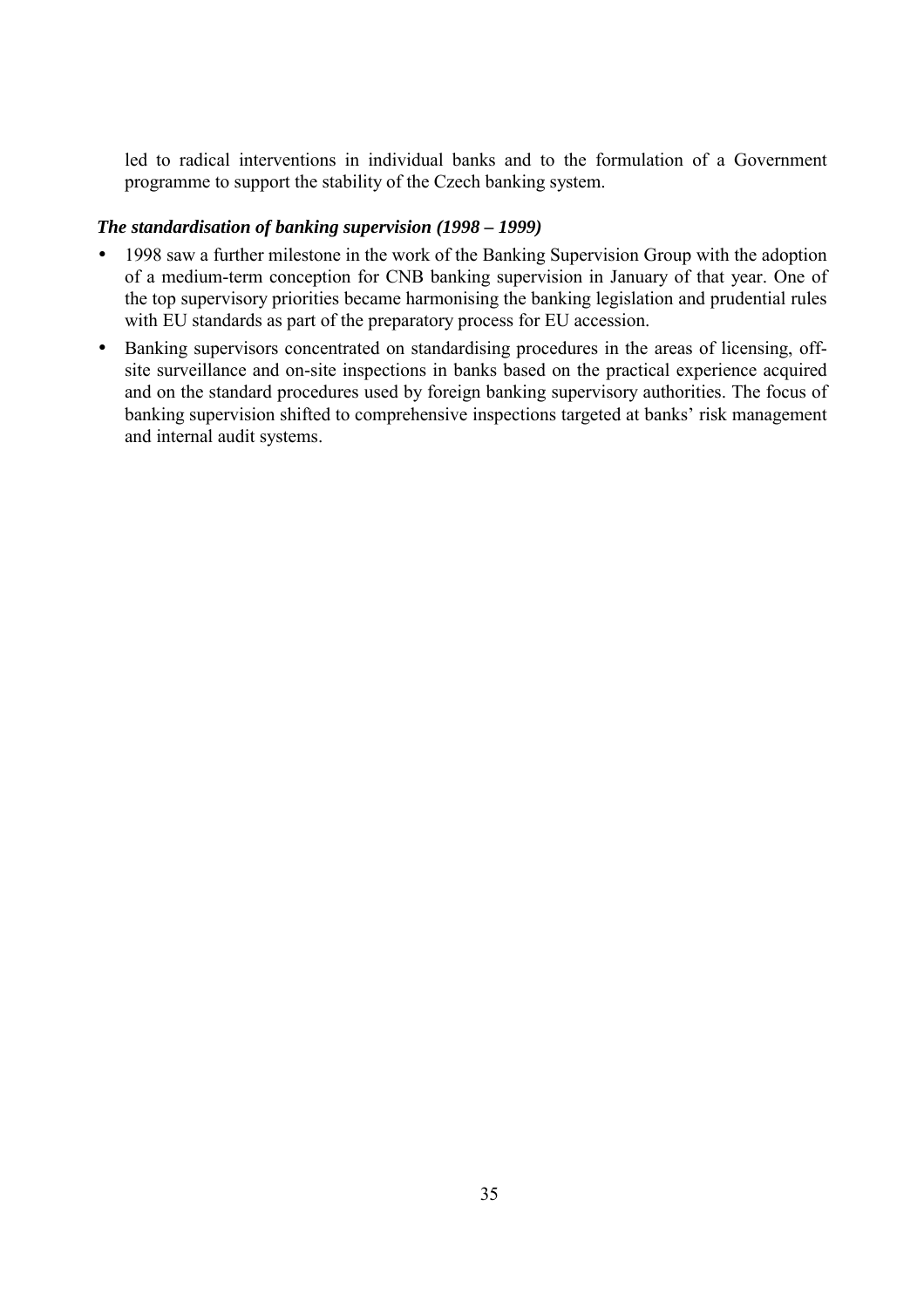led to radical interventions in individual banks and to the formulation of a Government programme to support the stability of the Czech banking system.

***The standardisation of banking supervision (1998 – 1999)***

- 1998 saw a further milestone in the work of the Banking Supervision Group with the adoption of a medium-term conception for CNB banking supervision in January of that year. One of the top supervisory priorities became harmonising the banking legislation and prudential rules with EU standards as part of the preparatory process for EU accession.
- Banking supervisors concentrated on standardising procedures in the areas of licensing, off-site surveillance and on-site inspections in banks based on the practical experience acquired and on the standard procedures used by foreign banking supervisory authorities. The focus of banking supervision shifted to comprehensive inspections targeted at banks' risk management and internal audit systems.